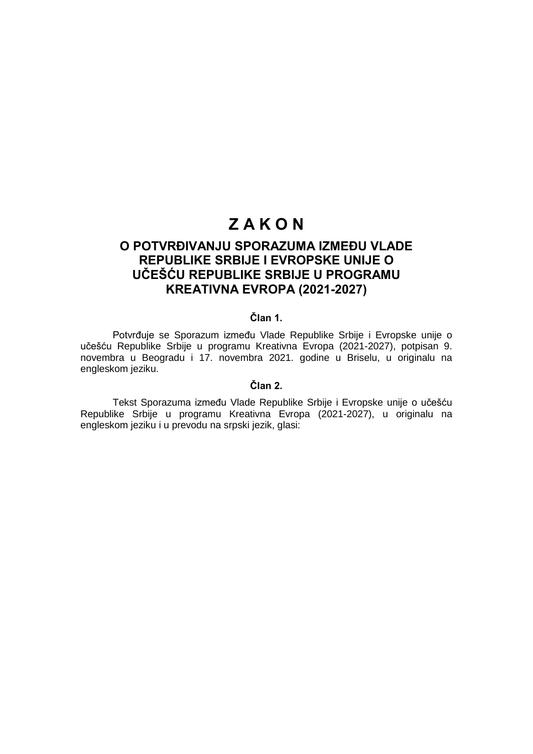# Z A K O N

## O POTVRĐIVANJU SPORAZUMA IZMEĐU VLADE REPUBLIKE SRBIJE I EVROPSKE UNIJE O UČEŠĆU REPUBLIKE SRBIJE U PROGRAMU KREATIVNA EVROPA (2021-2027)

### Član 1.

Potvrđuje se Sporazum između Vlade Republike Srbije i Evropske unije o učešću Republike Srbije u programu Kreativna Evropa (2021-2027), potpisan 9. novembra u Beogradu i 17. novembra 2021. godine u Briselu, u originalu na engleskom jeziku.

### Član 2.

Tekst Sporazuma između Vlade Republike Srbije i Evropske unije o učešću Republike Srbije u programu Kreativna Evropa (2021-2027), u originalu na engleskom jeziku i u prevodu na srpski jezik, glasi: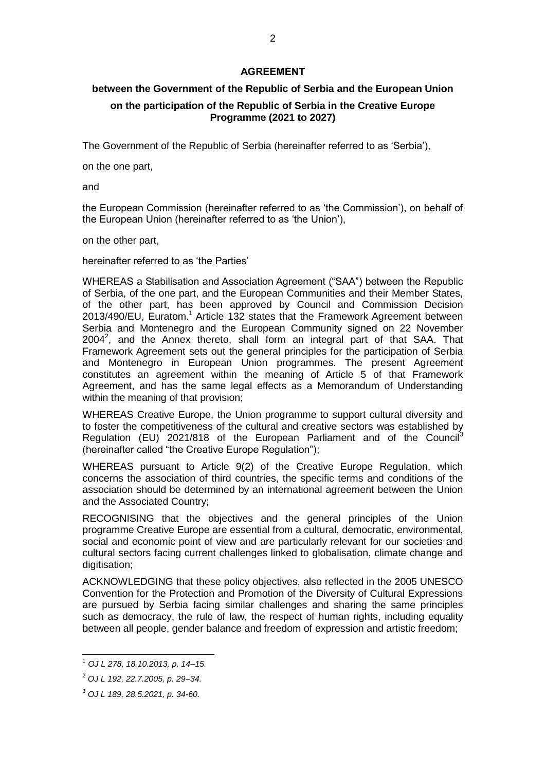**AGREEMENT**

**between the Government of the Republic of Serbia and the European Union**

**on the participation of the Republic of Serbia in the Creative Europe Programme (2021 to 2027)**

The Government of the Republic of Serbia (hereinafter referred to as 'Serbia'),

on the one part,

and

the European Commission (hereinafter referred to as 'the Commission'), on behalf of the European Union (hereinafter referred to as 'the Union'),

on the other part,

hereinafter referred to as 'the Parties'

WHEREAS a Stabilisation and Association Agreement ("SAA") between the Republic of Serbia, of the one part, and the European Communities and their Member States, of the other part, has been approved by Council and Commission Decision 2013/490/EU, Euratom.[1] Article 132 states that the Framework Agreement between Serbia and Montenegro and the European Community signed on 22 November 2004[2], and the Annex thereto, shall form an integral part of that SAA. That Framework Agreement sets out the general principles for the participation of Serbia and Montenegro in European Union programmes. The present Agreement constitutes an agreement within the meaning of Article 5 of that Framework Agreement, and has the same legal effects as a Memorandum of Understanding within the meaning of that provision;

WHEREAS Creative Europe, the Union programme to support cultural diversity and to foster the competitiveness of the cultural and creative sectors was established by Regulation (EU) 2021/818 of the European Parliament and of the Council[3] (hereinafter called "the Creative Europe Regulation");

WHEREAS pursuant to Article 9(2) of the Creative Europe Regulation, which concerns the association of third countries, the specific terms and conditions of the association should be determined by an international agreement between the Union and the Associated Country;

RECOGNISING that the objectives and the general principles of the Union programme Creative Europe are essential from a cultural, democratic, environmental, social and economic point of view and are particularly relevant for our societies and cultural sectors facing current challenges linked to globalisation, climate change and digitisation;

ACKNOWLEDGING that these policy objectives, also reflected in the 2005 UNESCO Convention for the Protection and Promotion of the Diversity of Cultural Expressions are pursued by Serbia facing similar challenges and sharing the same principles such as democracy, the rule of law, the respect of human rights, including equality between all people, gender balance and freedom of expression and artistic freedom;

---

[1] *OJ L 278, 18.10.2013, p. 14–15.*

[2] *OJ L 192, 22.7.2005, p. 29–34.*

[3] *OJ L 189, 28.5.2021, p. 34-60.*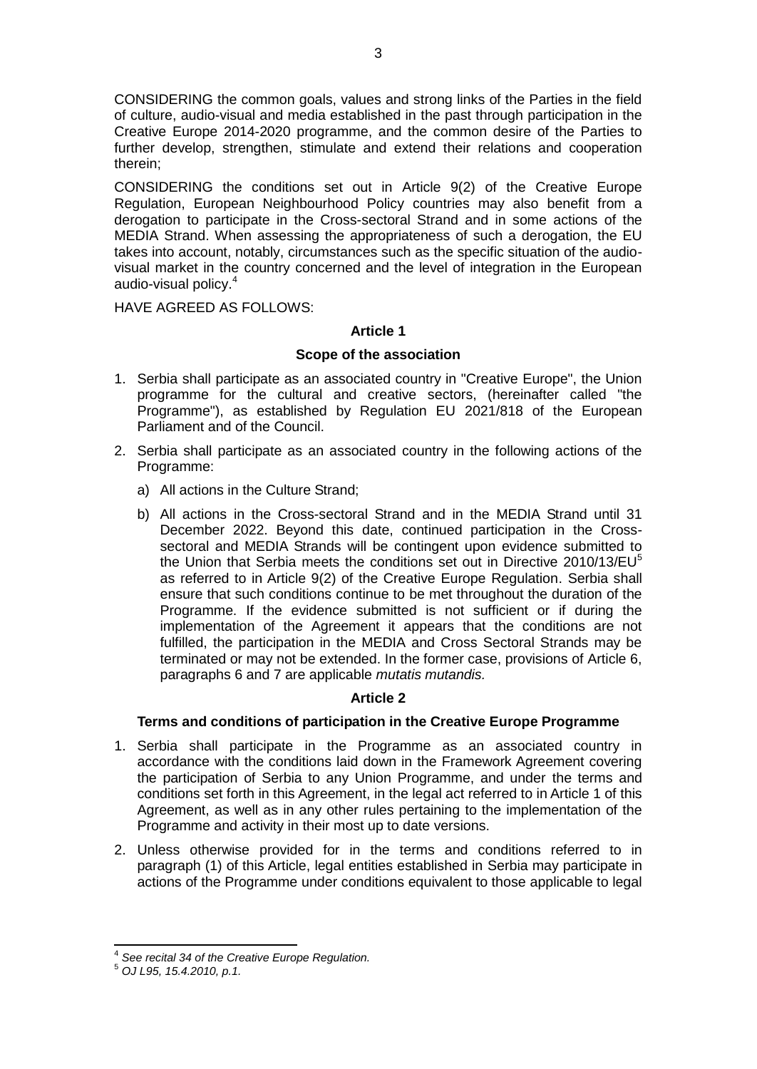CONSIDERING the common goals, values and strong links of the Parties in the field of culture, audio-visual and media established in the past through participation in the Creative Europe 2014-2020 programme, and the common desire of the Parties to further develop, strengthen, stimulate and extend their relations and cooperation therein;

CONSIDERING the conditions set out in Article 9(2) of the Creative Europe Regulation, European Neighbourhood Policy countries may also benefit from a derogation to participate in the Cross-sectoral Strand and in some actions of the MEDIA Strand. When assessing the appropriateness of such a derogation, the EU takes into account, notably, circumstances such as the specific situation of the audio-visual market in the country concerned and the level of integration in the European audio-visual policy.[4]

HAVE AGREED AS FOLLOWS:

**Article 1**

**Scope of the association**

1. Serbia shall participate as an associated country in "Creative Europe", the Union programme for the cultural and creative sectors, (hereinafter called "the Programme"), as established by Regulation EU 2021/818 of the European Parliament and of the Council.

2. Serbia shall participate as an associated country in the following actions of the Programme:

   a) All actions in the Culture Strand;

   b) All actions in the Cross-sectoral Strand and in the MEDIA Strand until 31 December 2022. Beyond this date, continued participation in the Cross-sectoral and MEDIA Strands will be contingent upon evidence submitted to the Union that Serbia meets the conditions set out in Directive 2010/13/EU[5] as referred to in Article 9(2) of the Creative Europe Regulation. Serbia shall ensure that such conditions continue to be met throughout the duration of the Programme. If the evidence submitted is not sufficient or if during the implementation of the Agreement it appears that the conditions are not fulfilled, the participation in the MEDIA and Cross Sectoral Strands may be terminated or may not be extended. In the former case, provisions of Article 6, paragraphs 6 and 7 are applicable *mutatis mutandis.*

**Article 2**

**Terms and conditions of participation in the Creative Europe Programme**

1. Serbia shall participate in the Programme as an associated country in accordance with the conditions laid down in the Framework Agreement covering the participation of Serbia to any Union Programme, and under the terms and conditions set forth in this Agreement, in the legal act referred to in Article 1 of this Agreement, as well as in any other rules pertaining to the implementation of the Programme and activity in their most up to date versions.

2. Unless otherwise provided for in the terms and conditions referred to in paragraph (1) of this Article, legal entities established in Serbia may participate in actions of the Programme under conditions equivalent to those applicable to legal

---

[4] *See recital 34 of the Creative Europe Regulation.*

[5] *OJ L95, 15.4.2010, p.1.*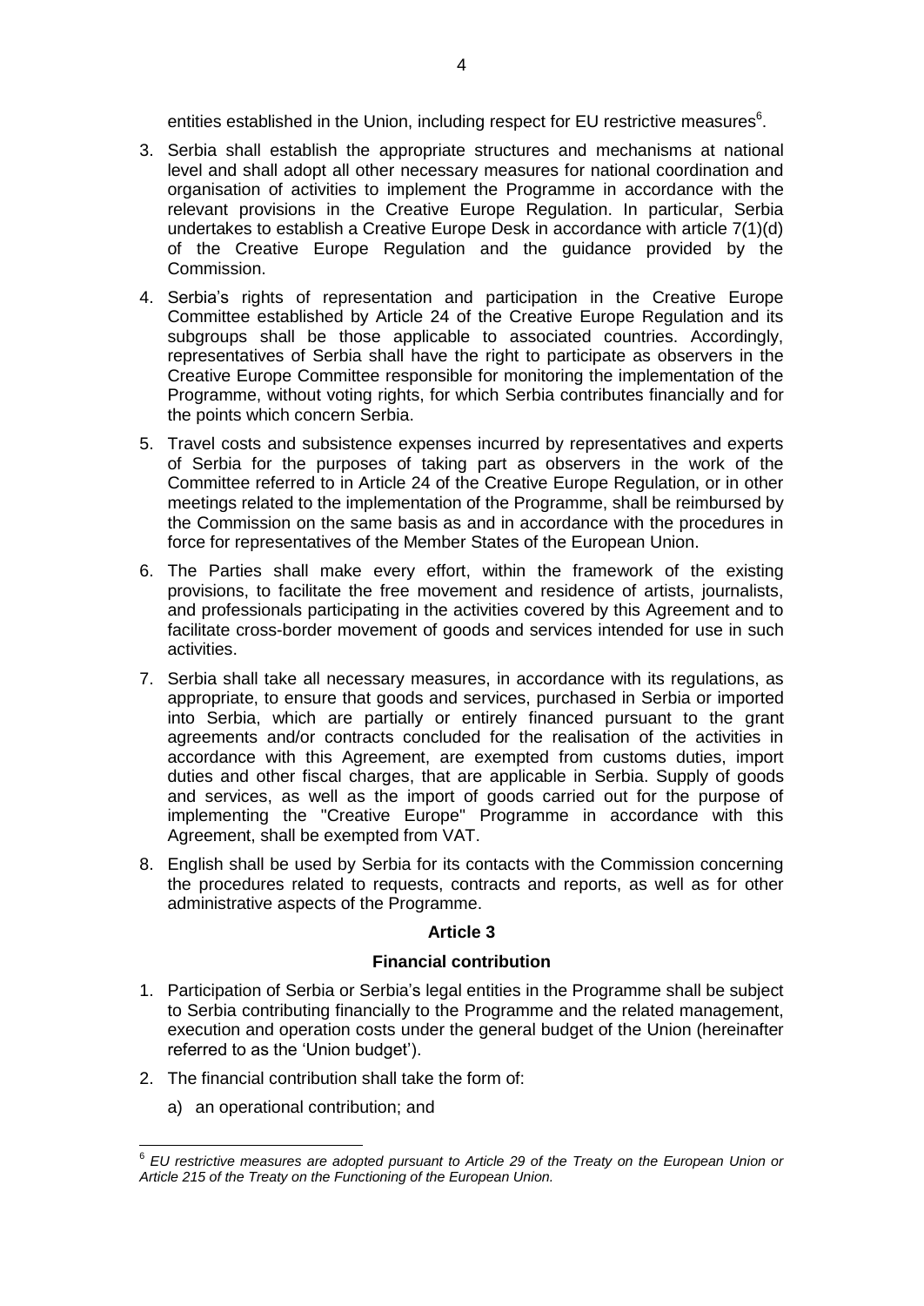entities established in the Union, including respect for EU restrictive measures[6].

3. Serbia shall establish the appropriate structures and mechanisms at national level and shall adopt all other necessary measures for national coordination and organisation of activities to implement the Programme in accordance with the relevant provisions in the Creative Europe Regulation. In particular, Serbia undertakes to establish a Creative Europe Desk in accordance with article 7(1)(d) of the Creative Europe Regulation and the guidance provided by the Commission.

4. Serbia's rights of representation and participation in the Creative Europe Committee established by Article 24 of the Creative Europe Regulation and its subgroups shall be those applicable to associated countries. Accordingly, representatives of Serbia shall have the right to participate as observers in the Creative Europe Committee responsible for monitoring the implementation of the Programme, without voting rights, for which Serbia contributes financially and for the points which concern Serbia.

5. Travel costs and subsistence expenses incurred by representatives and experts of Serbia for the purposes of taking part as observers in the work of the Committee referred to in Article 24 of the Creative Europe Regulation, or in other meetings related to the implementation of the Programme, shall be reimbursed by the Commission on the same basis as and in accordance with the procedures in force for representatives of the Member States of the European Union.

6. The Parties shall make every effort, within the framework of the existing provisions, to facilitate the free movement and residence of artists, journalists, and professionals participating in the activities covered by this Agreement and to facilitate cross-border movement of goods and services intended for use in such activities.

7. Serbia shall take all necessary measures, in accordance with its regulations, as appropriate, to ensure that goods and services, purchased in Serbia or imported into Serbia, which are partially or entirely financed pursuant to the grant agreements and/or contracts concluded for the realisation of the activities in accordance with this Agreement, are exempted from customs duties, import duties and other fiscal charges, that are applicable in Serbia. Supply of goods and services, as well as the import of goods carried out for the purpose of implementing the "Creative Europe" Programme in accordance with this Agreement, shall be exempted from VAT.

8. English shall be used by Serbia for its contacts with the Commission concerning the procedures related to requests, contracts and reports, as well as for other administrative aspects of the Programme.

## Article 3

### Financial contribution

1. Participation of Serbia or Serbia's legal entities in the Programme shall be subject to Serbia contributing financially to the Programme and the related management, execution and operation costs under the general budget of the Union (hereinafter referred to as the 'Union budget').

2. The financial contribution shall take the form of:

   a) an operational contribution; and

---

[6] *EU restrictive measures are adopted pursuant to Article 29 of the Treaty on the European Union or Article 215 of the Treaty on the Functioning of the European Union.*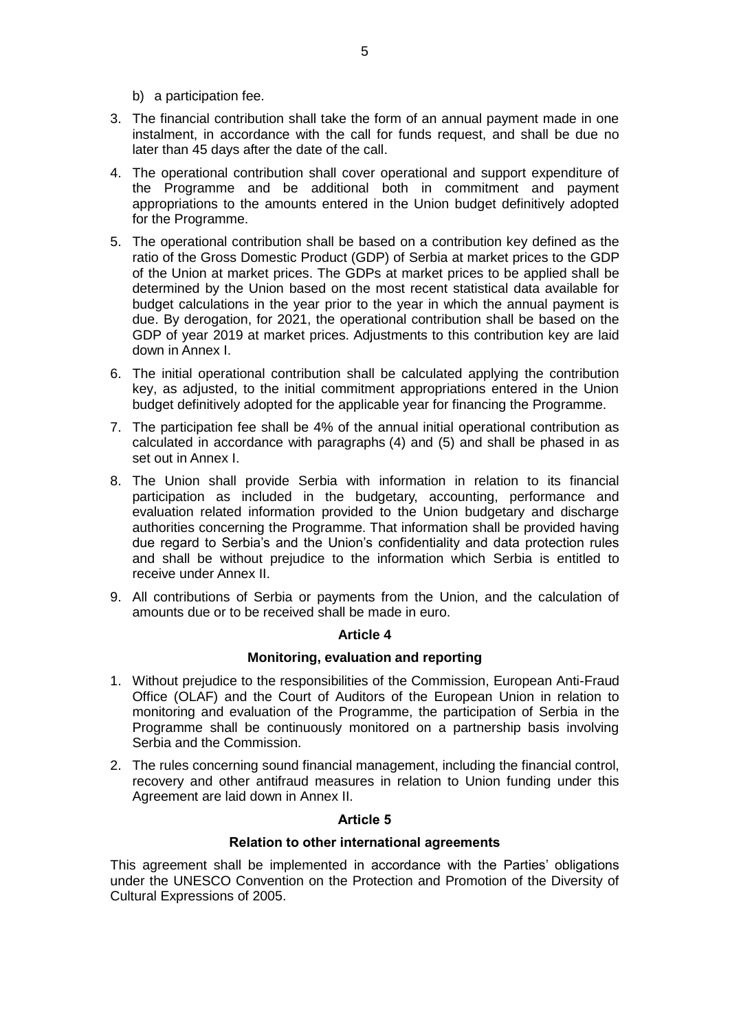b) a participation fee.

3. The financial contribution shall take the form of an annual payment made in one instalment, in accordance with the call for funds request, and shall be due no later than 45 days after the date of the call.

4. The operational contribution shall cover operational and support expenditure of the Programme and be additional both in commitment and payment appropriations to the amounts entered in the Union budget definitively adopted for the Programme.

5. The operational contribution shall be based on a contribution key defined as the ratio of the Gross Domestic Product (GDP) of Serbia at market prices to the GDP of the Union at market prices. The GDPs at market prices to be applied shall be determined by the Union based on the most recent statistical data available for budget calculations in the year prior to the year in which the annual payment is due. By derogation, for 2021, the operational contribution shall be based on the GDP of year 2019 at market prices. Adjustments to this contribution key are laid down in Annex I.

6. The initial operational contribution shall be calculated applying the contribution key, as adjusted, to the initial commitment appropriations entered in the Union budget definitively adopted for the applicable year for financing the Programme.

7. The participation fee shall be 4% of the annual initial operational contribution as calculated in accordance with paragraphs (4) and (5) and shall be phased in as set out in Annex I.

8. The Union shall provide Serbia with information in relation to its financial participation as included in the budgetary, accounting, performance and evaluation related information provided to the Union budgetary and discharge authorities concerning the Programme. That information shall be provided having due regard to Serbia's and the Union's confidentiality and data protection rules and shall be without prejudice to the information which Serbia is entitled to receive under Annex II.

9. All contributions of Serbia or payments from the Union, and the calculation of amounts due or to be received shall be made in euro.

**Article 4**

**Monitoring, evaluation and reporting**

1. Without prejudice to the responsibilities of the Commission, European Anti-Fraud Office (OLAF) and the Court of Auditors of the European Union in relation to monitoring and evaluation of the Programme, the participation of Serbia in the Programme shall be continuously monitored on a partnership basis involving Serbia and the Commission.

2. The rules concerning sound financial management, including the financial control, recovery and other antifraud measures in relation to Union funding under this Agreement are laid down in Annex II.

**Article 5**

**Relation to other international agreements**

This agreement shall be implemented in accordance with the Parties' obligations under the UNESCO Convention on the Protection and Promotion of the Diversity of Cultural Expressions of 2005.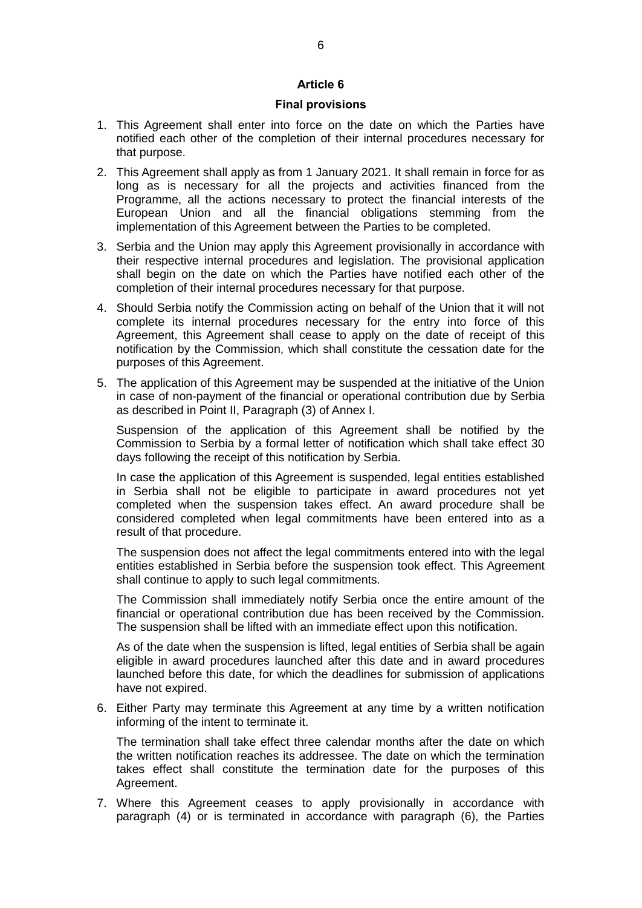## Article 6

### Final provisions

1. This Agreement shall enter into force on the date on which the Parties have notified each other of the completion of their internal procedures necessary for that purpose.

2. This Agreement shall apply as from 1 January 2021. It shall remain in force for as long as is necessary for all the projects and activities financed from the Programme, all the actions necessary to protect the financial interests of the European Union and all the financial obligations stemming from the implementation of this Agreement between the Parties to be completed.

3. Serbia and the Union may apply this Agreement provisionally in accordance with their respective internal procedures and legislation. The provisional application shall begin on the date on which the Parties have notified each other of the completion of their internal procedures necessary for that purpose.

4. Should Serbia notify the Commission acting on behalf of the Union that it will not complete its internal procedures necessary for the entry into force of this Agreement, this Agreement shall cease to apply on the date of receipt of this notification by the Commission, which shall constitute the cessation date for the purposes of this Agreement.

5. The application of this Agreement may be suspended at the initiative of the Union in case of non-payment of the financial or operational contribution due by Serbia as described in Point II, Paragraph (3) of Annex I.

   Suspension of the application of this Agreement shall be notified by the Commission to Serbia by a formal letter of notification which shall take effect 30 days following the receipt of this notification by Serbia.

   In case the application of this Agreement is suspended, legal entities established in Serbia shall not be eligible to participate in award procedures not yet completed when the suspension takes effect. An award procedure shall be considered completed when legal commitments have been entered into as a result of that procedure.

   The suspension does not affect the legal commitments entered into with the legal entities established in Serbia before the suspension took effect. This Agreement shall continue to apply to such legal commitments.

   The Commission shall immediately notify Serbia once the entire amount of the financial or operational contribution due has been received by the Commission. The suspension shall be lifted with an immediate effect upon this notification.

   As of the date when the suspension is lifted, legal entities of Serbia shall be again eligible in award procedures launched after this date and in award procedures launched before this date, for which the deadlines for submission of applications have not expired.

6. Either Party may terminate this Agreement at any time by a written notification informing of the intent to terminate it.

   The termination shall take effect three calendar months after the date on which the written notification reaches its addressee. The date on which the termination takes effect shall constitute the termination date for the purposes of this Agreement.

7. Where this Agreement ceases to apply provisionally in accordance with paragraph (4) or is terminated in accordance with paragraph (6), the Parties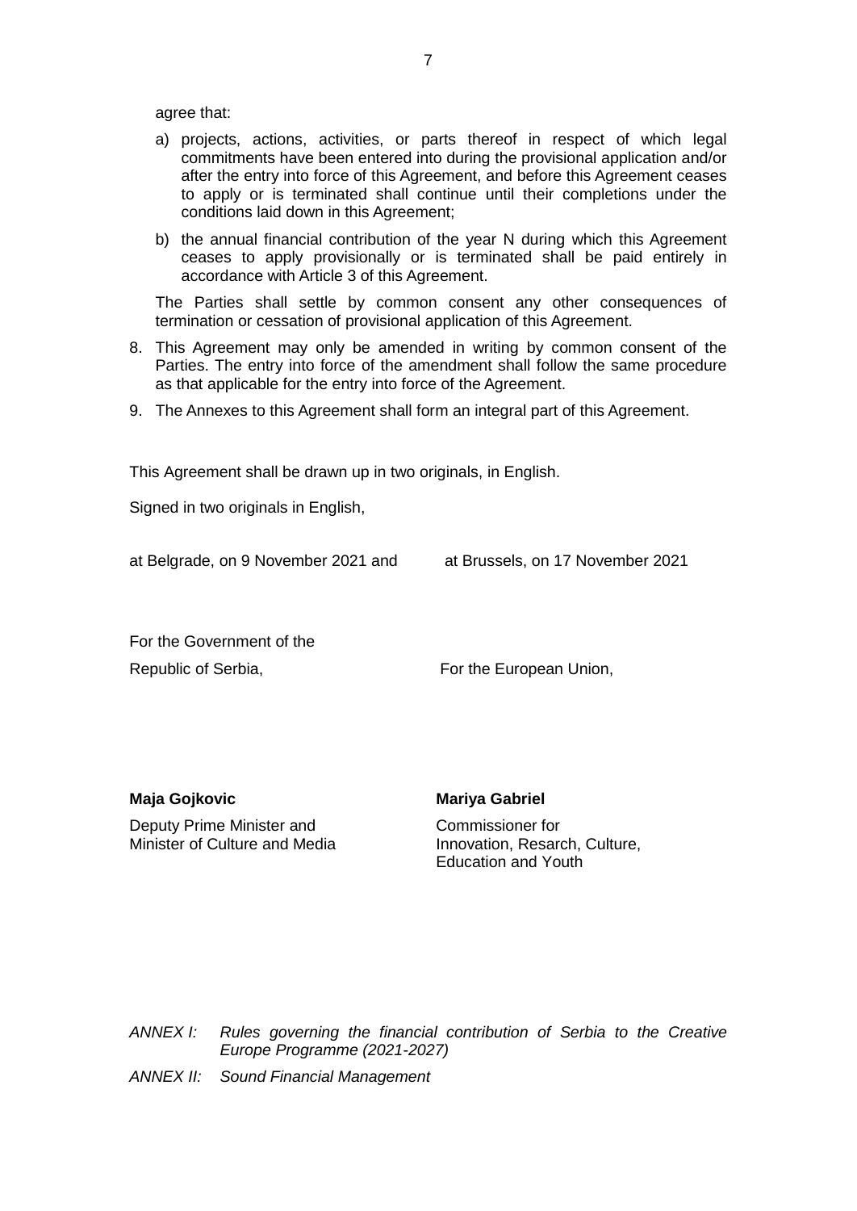agree that:

a) projects, actions, activities, or parts thereof in respect of which legal commitments have been entered into during the provisional application and/or after the entry into force of this Agreement, and before this Agreement ceases to apply or is terminated shall continue until their completions under the conditions laid down in this Agreement;

b) the annual financial contribution of the year N during which this Agreement ceases to apply provisionally or is terminated shall be paid entirely in accordance with Article 3 of this Agreement.

The Parties shall settle by common consent any other consequences of termination or cessation of provisional application of this Agreement.

8. This Agreement may only be amended in writing by common consent of the Parties. The entry into force of the amendment shall follow the same procedure as that applicable for the entry into force of the Agreement.

9. The Annexes to this Agreement shall form an integral part of this Agreement.

This Agreement shall be drawn up in two originals, in English.

Signed in two originals in English,

at Belgrade, on 9 November 2021 and at Brussels, on 17 November 2021

For the Government of the Republic of Serbia,

**Maja Gojkovic**

Deputy Prime Minister and Minister of Culture and Media

For the European Union,

**Mariya Gabriel**

Commissioner for Innovation, Resarch, Culture, Education and Youth

*ANNEX I: Rules governing the financial contribution of Serbia to the Creative Europe Programme (2021-2027)*

*ANNEX II: Sound Financial Management*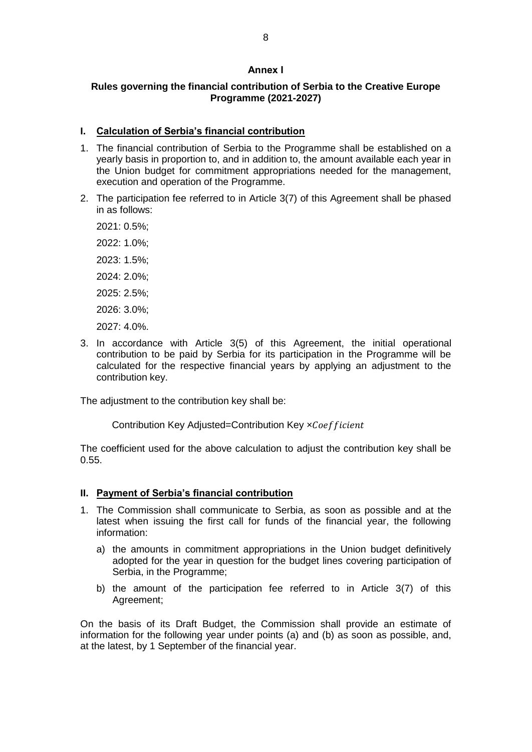# Annex I

## Rules governing the financial contribution of Serbia to the Creative Europe Programme (2021-2027)

### I. Calculation of Serbia's financial contribution

1. The financial contribution of Serbia to the Programme shall be established on a yearly basis in proportion to, and in addition to, the amount available each year in the Union budget for commitment appropriations needed for the management, execution and operation of the Programme.
2. The participation fee referred to in Article 3(7) of this Agreement shall be phased in as follows:

   2021: 0.5%;

   2022: 1.0%;

   2023: 1.5%;

   2024: 2.0%;

   2025: 2.5%;

   2026: 3.0%;

   2027: 4.0%.
3. In accordance with Article 3(5) of this Agreement, the initial operational contribution to be paid by Serbia for its participation in the Programme will be calculated for the respective financial years by applying an adjustment to the contribution key.

The adjustment to the contribution key shall be:

$$\text{Contribution Key Adjusted} = \text{Contribution Key} \times Coefficient$$

The coefficient used for the above calculation to adjust the contribution key shall be 0.55.

### II. Payment of Serbia's financial contribution

1. The Commission shall communicate to Serbia, as soon as possible and at the latest when issuing the first call for funds of the financial year, the following information:
   a) the amounts in commitment appropriations in the Union budget definitively adopted for the year in question for the budget lines covering participation of Serbia, in the Programme;
   b) the amount of the participation fee referred to in Article 3(7) of this Agreement;

On the basis of its Draft Budget, the Commission shall provide an estimate of information for the following year under points (a) and (b) as soon as possible, and, at the latest, by 1 September of the financial year.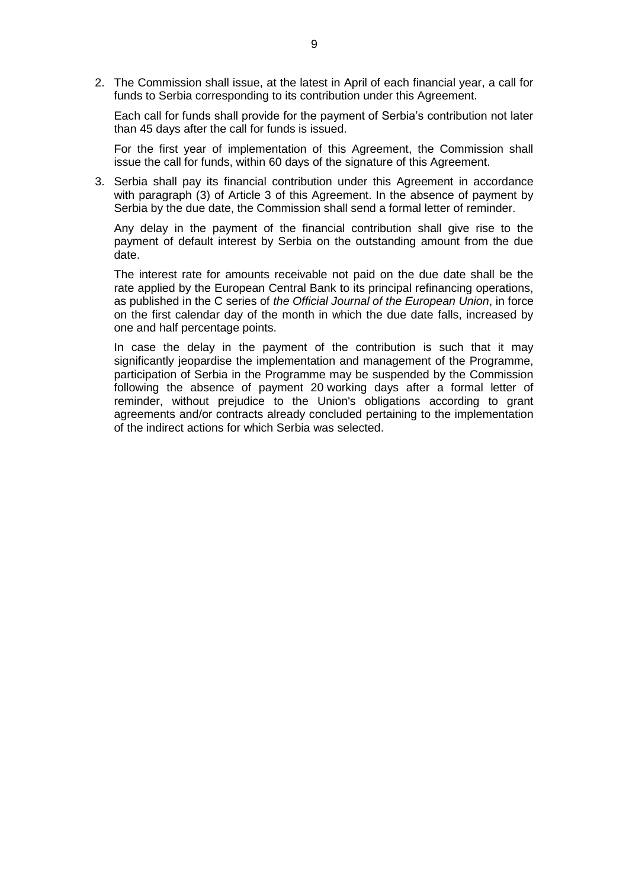2. The Commission shall issue, at the latest in April of each financial year, a call for funds to Serbia corresponding to its contribution under this Agreement.

   Each call for funds shall provide for the payment of Serbia's contribution not later than 45 days after the call for funds is issued.

   For the first year of implementation of this Agreement, the Commission shall issue the call for funds, within 60 days of the signature of this Agreement.

3. Serbia shall pay its financial contribution under this Agreement in accordance with paragraph (3) of Article 3 of this Agreement. In the absence of payment by Serbia by the due date, the Commission shall send a formal letter of reminder.

   Any delay in the payment of the financial contribution shall give rise to the payment of default interest by Serbia on the outstanding amount from the due date.

   The interest rate for amounts receivable not paid on the due date shall be the rate applied by the European Central Bank to its principal refinancing operations, as published in the C series of *the Official Journal of the European Union*, in force on the first calendar day of the month in which the due date falls, increased by one and half percentage points.

   In case the delay in the payment of the contribution is such that it may significantly jeopardise the implementation and management of the Programme, participation of Serbia in the Programme may be suspended by the Commission following the absence of payment 20 working days after a formal letter of reminder, without prejudice to the Union's obligations according to grant agreements and/or contracts already concluded pertaining to the implementation of the indirect actions for which Serbia was selected.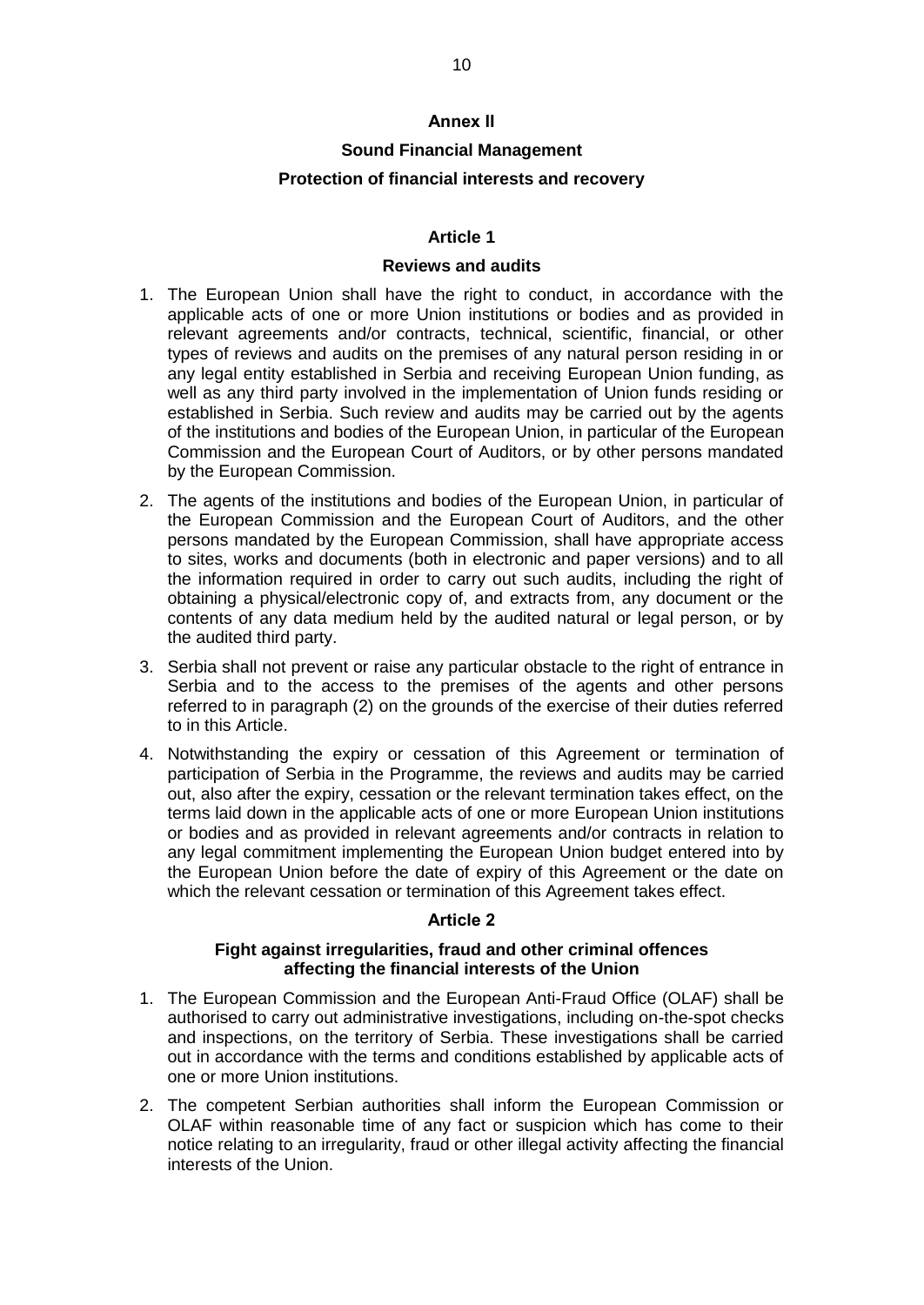# Annex II

## Sound Financial Management

## Protection of financial interests and recovery

### Article 1

### Reviews and audits

1. The European Union shall have the right to conduct, in accordance with the applicable acts of one or more Union institutions or bodies and as provided in relevant agreements and/or contracts, technical, scientific, financial, or other types of reviews and audits on the premises of any natural person residing in or any legal entity established in Serbia and receiving European Union funding, as well as any third party involved in the implementation of Union funds residing or established in Serbia. Such review and audits may be carried out by the agents of the institutions and bodies of the European Union, in particular of the European Commission and the European Court of Auditors, or by other persons mandated by the European Commission.

2. The agents of the institutions and bodies of the European Union, in particular of the European Commission and the European Court of Auditors, and the other persons mandated by the European Commission, shall have appropriate access to sites, works and documents (both in electronic and paper versions) and to all the information required in order to carry out such audits, including the right of obtaining a physical/electronic copy of, and extracts from, any document or the contents of any data medium held by the audited natural or legal person, or by the audited third party.

3. Serbia shall not prevent or raise any particular obstacle to the right of entrance in Serbia and to the access to the premises of the agents and other persons referred to in paragraph (2) on the grounds of the exercise of their duties referred to in this Article.

4. Notwithstanding the expiry or cessation of this Agreement or termination of participation of Serbia in the Programme, the reviews and audits may be carried out, also after the expiry, cessation or the relevant termination takes effect, on the terms laid down in the applicable acts of one or more European Union institutions or bodies and as provided in relevant agreements and/or contracts in relation to any legal commitment implementing the European Union budget entered into by the European Union before the date of expiry of this Agreement or the date on which the relevant cessation or termination of this Agreement takes effect.

### Article 2

### Fight against irregularities, fraud and other criminal offences affecting the financial interests of the Union

1. The European Commission and the European Anti-Fraud Office (OLAF) shall be authorised to carry out administrative investigations, including on-the-spot checks and inspections, on the territory of Serbia. These investigations shall be carried out in accordance with the terms and conditions established by applicable acts of one or more Union institutions.

2. The competent Serbian authorities shall inform the European Commission or OLAF within reasonable time of any fact or suspicion which has come to their notice relating to an irregularity, fraud or other illegal activity affecting the financial interests of the Union.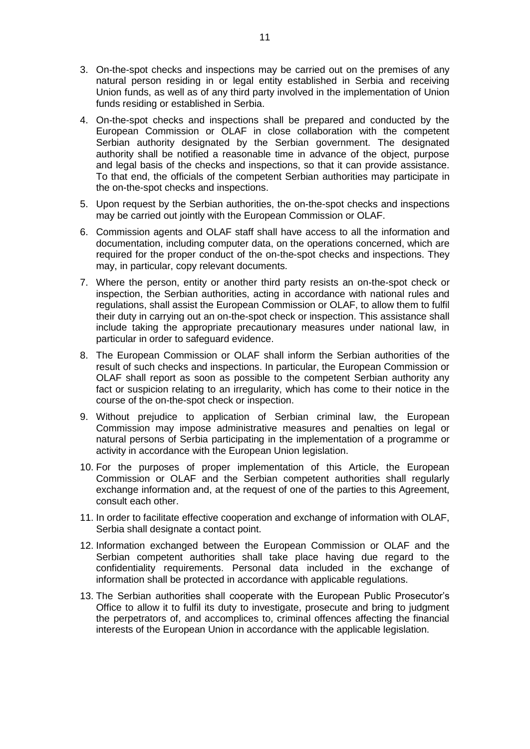3. On-the-spot checks and inspections may be carried out on the premises of any natural person residing in or legal entity established in Serbia and receiving Union funds, as well as of any third party involved in the implementation of Union funds residing or established in Serbia.

4. On-the-spot checks and inspections shall be prepared and conducted by the European Commission or OLAF in close collaboration with the competent Serbian authority designated by the Serbian government. The designated authority shall be notified a reasonable time in advance of the object, purpose and legal basis of the checks and inspections, so that it can provide assistance. To that end, the officials of the competent Serbian authorities may participate in the on-the-spot checks and inspections.

5. Upon request by the Serbian authorities, the on-the-spot checks and inspections may be carried out jointly with the European Commission or OLAF.

6. Commission agents and OLAF staff shall have access to all the information and documentation, including computer data, on the operations concerned, which are required for the proper conduct of the on-the-spot checks and inspections. They may, in particular, copy relevant documents.

7. Where the person, entity or another third party resists an on-the-spot check or inspection, the Serbian authorities, acting in accordance with national rules and regulations, shall assist the European Commission or OLAF, to allow them to fulfil their duty in carrying out an on-the-spot check or inspection. This assistance shall include taking the appropriate precautionary measures under national law, in particular in order to safeguard evidence.

8. The European Commission or OLAF shall inform the Serbian authorities of the result of such checks and inspections. In particular, the European Commission or OLAF shall report as soon as possible to the competent Serbian authority any fact or suspicion relating to an irregularity, which has come to their notice in the course of the on-the-spot check or inspection.

9. Without prejudice to application of Serbian criminal law, the European Commission may impose administrative measures and penalties on legal or natural persons of Serbia participating in the implementation of a programme or activity in accordance with the European Union legislation.

10. For the purposes of proper implementation of this Article, the European Commission or OLAF and the Serbian competent authorities shall regularly exchange information and, at the request of one of the parties to this Agreement, consult each other.

11. In order to facilitate effective cooperation and exchange of information with OLAF, Serbia shall designate a contact point.

12. Information exchanged between the European Commission or OLAF and the Serbian competent authorities shall take place having due regard to the confidentiality requirements. Personal data included in the exchange of information shall be protected in accordance with applicable regulations.

13. The Serbian authorities shall cooperate with the European Public Prosecutor's Office to allow it to fulfil its duty to investigate, prosecute and bring to judgment the perpetrators of, and accomplices to, criminal offences affecting the financial interests of the European Union in accordance with the applicable legislation.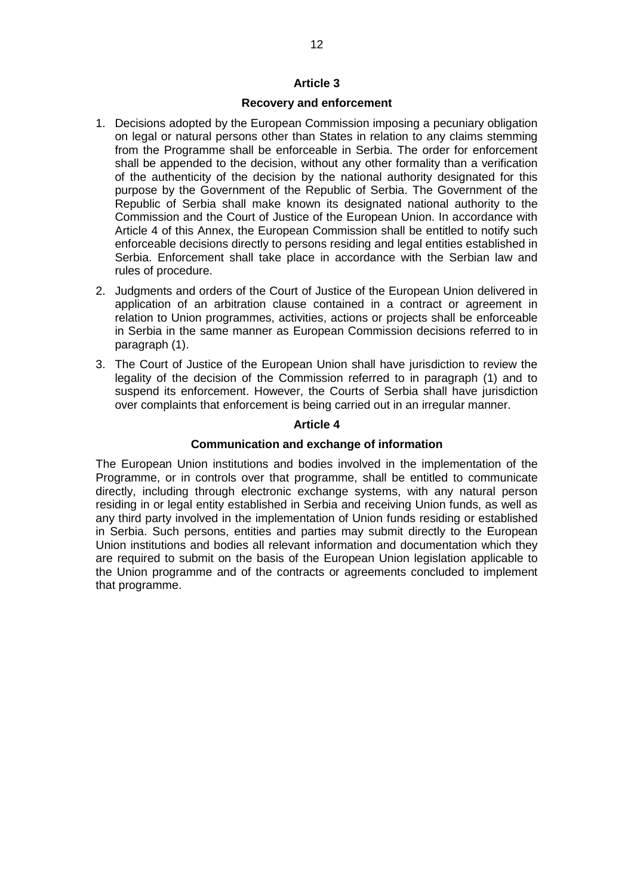## Article 3

### Recovery and enforcement

1. Decisions adopted by the European Commission imposing a pecuniary obligation on legal or natural persons other than States in relation to any claims stemming from the Programme shall be enforceable in Serbia. The order for enforcement shall be appended to the decision, without any other formality than a verification of the authenticity of the decision by the national authority designated for this purpose by the Government of the Republic of Serbia. The Government of the Republic of Serbia shall make known its designated national authority to the Commission and the Court of Justice of the European Union. In accordance with Article 4 of this Annex, the European Commission shall be entitled to notify such enforceable decisions directly to persons residing and legal entities established in Serbia. Enforcement shall take place in accordance with the Serbian law and rules of procedure.
2. Judgments and orders of the Court of Justice of the European Union delivered in application of an arbitration clause contained in a contract or agreement in relation to Union programmes, activities, actions or projects shall be enforceable in Serbia in the same manner as European Commission decisions referred to in paragraph (1).
3. The Court of Justice of the European Union shall have jurisdiction to review the legality of the decision of the Commission referred to in paragraph (1) and to suspend its enforcement. However, the Courts of Serbia shall have jurisdiction over complaints that enforcement is being carried out in an irregular manner.

## Article 4

### Communication and exchange of information

The European Union institutions and bodies involved in the implementation of the Programme, or in controls over that programme, shall be entitled to communicate directly, including through electronic exchange systems, with any natural person residing in or legal entity established in Serbia and receiving Union funds, as well as any third party involved in the implementation of Union funds residing or established in Serbia. Such persons, entities and parties may submit directly to the European Union institutions and bodies all relevant information and documentation which they are required to submit on the basis of the European Union legislation applicable to the Union programme and of the contracts or agreements concluded to implement that programme.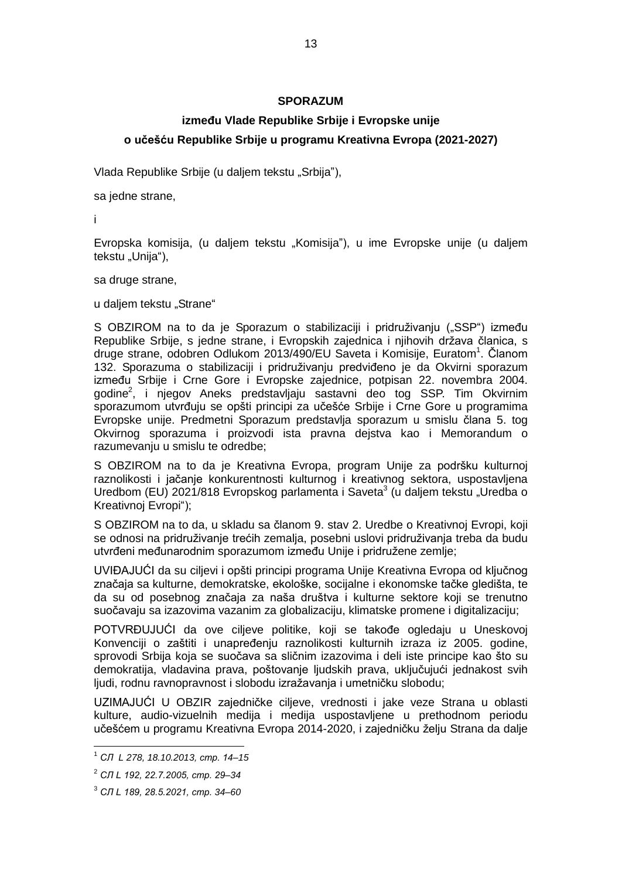**SPORAZUM**

**između Vlade Republike Srbije i Evropske unije**

**o učešću Republike Srbije u programu Kreativna Evropa (2021-2027)**

Vlada Republike Srbije (u daljem tekstu „Srbija"),

sa jedne strane,

i

Evropska komisija, (u daljem tekstu „Komisija"), u ime Evropske unije (u daljem tekstu „Unija"),

sa druge strane,

u daljem tekstu „Strane"

S OBZIROM na to da je Sporazum o stabilizaciji i pridruživanju („SSP") između Republike Srbije, s jedne strane, i Evropskih zajednica i njihovih država članica, s druge strane, odobren Odlukom 2013/490/EU Saveta i Komisije, Euratom[1]. Članom 132. Sporazuma o stabilizaciji i pridruživanju predviđeno je da Okvirni sporazum između Srbije i Crne Gore i Evropske zajednice, potpisan 22. novembra 2004. godine[2], i njegov Aneks predstavljaju sastavni deo tog SSP. Tim Okvirnim sporazumom utvrđuju se opšti principi za učešće Srbije i Crne Gore u programima Evropske unije. Predmetni Sporazum predstavlja sporazum u smislu člana 5. tog Okvirnog sporazuma i proizvodi ista pravna dejstva kao i Memorandum o razumevanju u smislu te odredbe;

S OBZIROM na to da je Kreativna Evropa, program Unije za podršku kulturnoj raznolikosti i jačanje konkurentnosti kulturnog i kreativnog sektora, uspostavljena Uredbom (EU) 2021/818 Evropskog parlamenta i Saveta[3] (u daljem tekstu „Uredba o Kreativnoj Evropi");

S OBZIROM na to da, u skladu sa članom 9. stav 2. Uredbe o Kreativnoj Evropi, koji se odnosi na pridruživanje trećih zemalja, posebni uslovi pridruživanja treba da budu utvrđeni međunarodnim sporazumom između Unije i pridružene zemlje;

UVIĐAJUĆI da su ciljevi i opšti principi programa Unije Kreativna Evropa od ključnog značaja sa kulturne, demokratske, ekološke, socijalne i ekonomske tačke gledišta, te da su od posebnog značaja za naša društva i kulturne sektore koji se trenutno suočavaju sa izazovima vazanim za globalizaciju, klimatske promene i digitalizaciju;

POTVRĐUJUĆI da ove ciljeve politike, koji se takođe ogledaju u Uneskovoj Konvenciji o zaštiti i unapređenju raznolikosti kulturnih izraza iz 2005. godine, sprovodi Srbija koja se suočava sa sličnim izazovima i deli iste principe kao što su demokratija, vladavina prava, poštovanje ljudskih prava, uključujući jednakost svih ljudi, rodnu ravnopravnost i slobodu izražavanja i umetničku slobodu;

UZIMAJUĆI U OBZIR zajedničke ciljeve, vrednosti i jake veze Strana u oblasti kulture, audio-vizuelnih medija i medija uspostavljene u prethodnom periodu učešćem u programu Kreativna Evropa 2014-2020, i zajedničku želju Strana da dalje

---

[1] *СЛ L 278, 18.10.2013, стр. 14–15*

[2] *СЛ L 192, 22.7.2005, стр. 29–34*

[3] *СЛ L 189, 28.5.2021, стр. 34–60*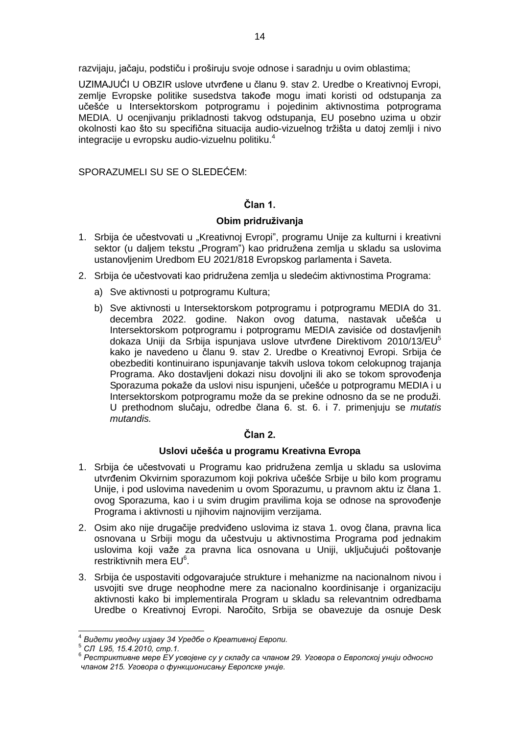razvijaju, jačaju, podstiču i proširuju svoje odnose i saradnju u ovim oblastima;

UZIMAJUĆI U OBZIR uslove utvrđene u članu 9. stav 2. Uredbe o Kreativnoj Evropi, zemlje Evropske politike susedstva takođe mogu imati koristi od odstupanja za učešće u Intersektorskom potprogramu i pojedinim aktivnostima potprograma MEDIA. U ocenjivanju prikladnosti takvog odstupanja, EU posebno uzima u obzir okolnosti kao što su specifična situacija audio-vizuelnog tržišta u datoj zemlji i nivo integracije u evropsku audio-vizuelnu politiku.[4]

SPORAZUMELI SU SE O SLEDEĆEM:

### Član 1.

### Obim pridruživanja

1. Srbija će učestvovati u „Kreativnoj Evropi", programu Unije za kulturni i kreativni sektor (u daljem tekstu „Program") kao pridružena zemlja u skladu sa uslovima ustanovljenim Uredbom EU 2021/818 Evropskog parlamenta i Saveta.
2. Srbija će učestvovati kao pridružena zemlja u sledećim aktivnostima Programa:
   a) Sve aktivnosti u potprogramu Kultura;
   b) Sve aktivnosti u Intersektorskom potprogramu i potprogramu MEDIA do 31. decembra 2022. godine. Nakon ovog datuma, nastavak učešća u Intersektorskom potprogramu i potprogramu MEDIA zavisiće od dostavljenih dokaza Uniji da Srbija ispunjava uslove utvrđene Direktivom 2010/13/EU[5] kako je navedeno u članu 9. stav 2. Uredbe o Kreativnoj Evropi. Srbija će obezbediti kontinuirano ispunjavanje takvih uslova tokom celokupnog trajanja Programa. Ako dostavljeni dokazi nisu dovoljni ili ako se tokom sprovođenja Sporazuma pokaže da uslovi nisu ispunjeni, učešće u potprogramu MEDIA i u Intersektorskom potprogramu može da se prekine odnosno da se ne produži. U prethodnom slučaju, odredbe člana 6. st. 6. i 7. primenjuju se *mutatis mutandis.*

### Član 2.

### Uslovi učešća u programu Kreativna Evropa

1. Srbija će učestvovati u Programu kao pridružena zemlja u skladu sa uslovima utvrđenim Okvirnim sporazumom koji pokriva učešće Srbije u bilo kom programu Unije, i pod uslovima navedenim u ovom Sporazumu, u pravnom aktu iz člana 1. ovog Sporazuma, kao i u svim drugim pravilima koja se odnose na sprovođenje Programa i aktivnosti u njihovim najnovijim verzijama.
2. Osim ako nije drugačije predviđeno uslovima iz stava 1. ovog člana, pravna lica osnovana u Srbiji mogu da učestvuju u aktivnostima Programa pod jednakim uslovima koji važe za pravna lica osnovana u Uniji, uključujući poštovanje restriktivnih mera EU[6].
3. Srbija će uspostaviti odgovarajuće strukture i mehanizme na nacionalnom nivou i usvojiti sve druge neophodne mere za nacionalno koordinisanje i organizaciju aktivnosti kako bi implementirala Program u skladu sa relevantnim odredbama Uredbe o Kreativnoj Evropi. Naročito, Srbija se obavezuje da osnuje Desk

---

[4] *Видети уводну изјаву 34 Уредбе о Креативној Европи.*

[5] *СЛ L95, 15.4.2010, стр.1.*

[6] *Рестриктивне мере ЕУ усвојене су у складу са чланом 29. Уговора о Европској унији односно чланом 215. Уговора о функционисању Европске уније.*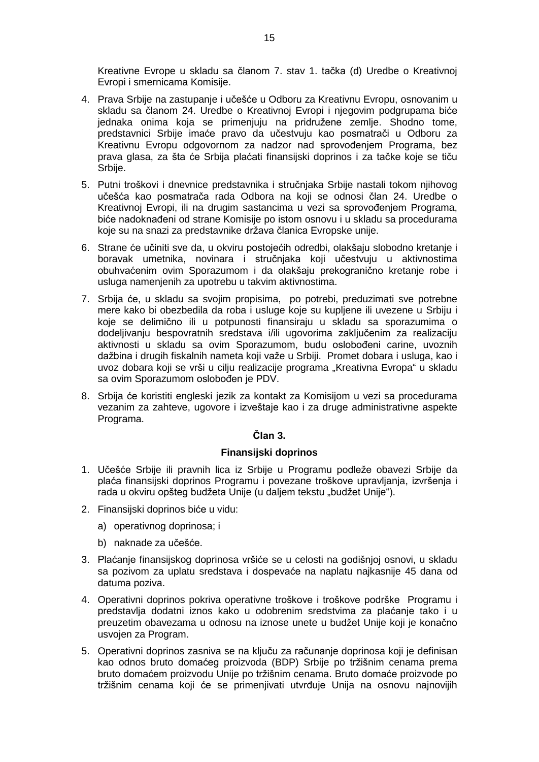Kreativne Evrope u skladu sa članom 7. stav 1. tačka (d) Uredbe o Kreativnoj Evropi i smernicama Komisije.

4. Prava Srbije na zastupanje i učešće u Odboru za Kreativnu Evropu, osnovanim u skladu sa članom 24. Uredbe o Kreativnoj Evropi i njegovim podgrupama biće jednaka onima koja se primenjuju na pridružene zemlje. Shodno tome, predstavnici Srbije imaće pravo da učestvuju kao posmatrači u Odboru za Kreativnu Evropu odgovornom za nadzor nad sprovođenjem Programa, bez prava glasa, za šta će Srbija plaćati finansijski doprinos i za tačke koje se tiču Srbije.

5. Putni troškovi i dnevnice predstavnika i stručnjaka Srbije nastali tokom njihovog učešća kao posmatrača rada Odbora na koji se odnosi član 24. Uredbe o Kreativnoj Evropi, ili na drugim sastancima u vezi sa sprovođenjem Programa, biće nadoknađeni od strane Komisije po istom osnovu i u skladu sa procedurama koje su na snazi za predstavnike država članica Evropske unije.

6. Strane će učiniti sve da, u okviru postojećih odredbi, olakšaju slobodno kretanje i boravak umetnika, novinara i stručnjaka koji učestvuju u aktivnostima obuhvaćenim ovim Sporazumom i da olakšaju prekogranično kretanje robe i usluga namenjenih za upotrebu u takvim aktivnostima.

7. Srbija će, u skladu sa svojim propisima, po potrebi, preduzimati sve potrebne mere kako bi obezbedila da roba i usluge koje su kupljene ili uvezene u Srbiju i koje se delimično ili u potpunosti finansiraju u skladu sa sporazumima o dodeljivanju bespovratnih sredstava i/ili ugovorima zaključenim za realizaciju aktivnosti u skladu sa ovim Sporazumom, budu oslobođeni carine, uvoznih dažbina i drugih fiskalnih nameta koji važe u Srbiji. Promet dobara i usluga, kao i uvoz dobara koji se vrši u cilju realizacije programa „Kreativna Evropa“ u skladu sa ovim Sporazumom oslobođen je PDV.

8. Srbija će koristiti engleski jezik za kontakt sa Komisijom u vezi sa procedurama vezanim za zahteve, ugovore i izveštaje kao i za druge administrativne aspekte Programa.

**Član 3.**

**Finansijski doprinos**

1. Učešće Srbije ili pravnih lica iz Srbije u Programu podleže obavezi Srbije da plaća finansijski doprinos Programu i povezane troškove upravljanja, izvršenja i rada u okviru opšteg budžeta Unije (u daljem tekstu „budžet Unije“).

2. Finansijski doprinos biće u vidu:

   a) operativnog doprinosa; i

   b) naknade za učešće.

3. Plaćanje finansijskog doprinosa vršiće se u celosti na godišnjoj osnovi, u skladu sa pozivom za uplatu sredstava i dospevaće na naplatu najkasnije 45 dana od datuma poziva.

4. Operativni doprinos pokriva operativne troškove i troškove podrške Programu i predstavlja dodatni iznos kako u odobrenim sredstvima za plaćanje tako i u preuzetim obavezama u odnosu na iznose unete u budžet Unije koji je konačno usvojen za Program.

5. Operativni doprinos zasniva se na ključu za računanje doprinosa koji je definisan kao odnos bruto domaćeg proizvoda (BDP) Srbije po tržišnim cenama prema bruto domaćem proizvodu Unije po tržišnim cenama. Bruto domaće proizvode po tržišnim cenama koji će se primenjivati utvrđuje Unija na osnovu najnovijih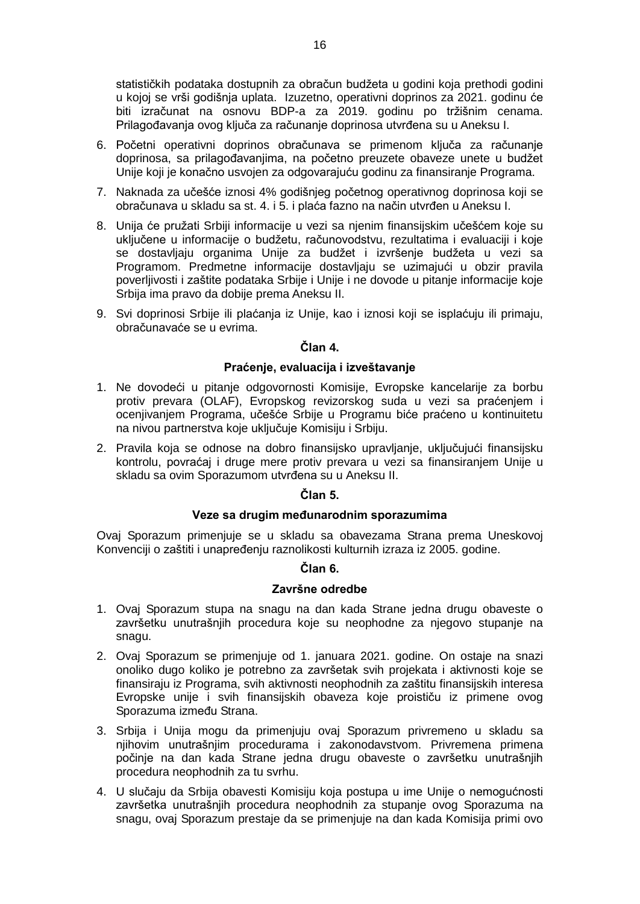statističkih podataka dostupnih za obračun budžeta u godini koja prethodi godini u kojoj se vrši godišnja uplata. Izuzetno, operativni doprinos za 2021. godinu će biti izračunat na osnovu BDP-a za 2019. godinu po tržišnim cenama. Prilagođavanja ovog ključa za računanje doprinosa utvrđena su u Aneksu I.

6. Početni operativni doprinos obračunava se primenom ključa za računanje doprinosa, sa prilagođavanjima, na početno preuzete obaveze unete u budžet Unije koji je konačno usvojen za odgovarajuću godinu za finansiranje Programa.
7. Naknada za učešće iznosi 4% godišnjeg početnog operativnog doprinosa koji se obračunava u skladu sa st. 4. i 5. i plaća fazno na način utvrđen u Aneksu I.
8. Unija će pružati Srbiji informacije u vezi sa njenim finansijskim učešćem koje su uključene u informacije o budžetu, računovodstvu, rezultatima i evaluaciji i koje se dostavljaju organima Unije za budžet i izvršenje budžeta u vezi sa Programom. Predmetne informacije dostavljaju se uzimajući u obzir pravila poverljivosti i zaštite podataka Srbije i Unije i ne dovode u pitanje informacije koje Srbija ima pravo da dobije prema Aneksu II.
9. Svi doprinosi Srbije ili plaćanja iz Unije, kao i iznosi koji se isplaćuju ili primaju, obračunavaće se u evrima.

### Član 4.

### Praćenje, evaluacija i izveštavanje

1. Ne dovodeći u pitanje odgovornosti Komisije, Evropske kancelarije za borbu protiv prevara (OLAF), Evropskog revizorskog suda u vezi sa praćenjem i ocenjivanjem Programa, učešće Srbije u Programu biće praćeno u kontinuitetu na nivou partnerstva koje uključuje Komisiju i Srbiju.
2. Pravila koja se odnose na dobro finansijsko upravljanje, uključujući finansijsku kontrolu, povraćaj i druge mere protiv prevara u vezi sa finansiranjem Unije u skladu sa ovim Sporazumom utvrđena su u Aneksu II.

### Član 5.

### Veze sa drugim međunarodnim sporazumima

Ovaj Sporazum primenjuje se u skladu sa obavezama Strana prema Uneskovoj Konvenciji o zaštiti i unapređenju raznolikosti kulturnih izraza iz 2005. godine.

### Član 6.

### Završne odredbe

1. Ovaj Sporazum stupa na snagu na dan kada Strane jedna drugu obaveste o završetku unutrašnjih procedura koje su neophodne za njegovo stupanje na snagu.
2. Ovaj Sporazum se primenjuje od 1. januara 2021. godine. On ostaje na snazi onoliko dugo koliko je potrebno za završetak svih projekata i aktivnosti koje se finansiraju iz Programa, svih aktivnosti neophodnih za zaštitu finansijskih interesa Evropske unije i svih finansijskih obaveza koje proističu iz primene ovog Sporazuma između Strana.
3. Srbija i Unija mogu da primenjuju ovaj Sporazum privremeno u skladu sa njihovim unutrašnjim procedurama i zakonodavstvom. Privremena primena počinje na dan kada Strane jedna drugu obaveste o završetku unutrašnjih procedura neophodnih za tu svrhu.
4. U slučaju da Srbija obavesti Komisiju koja postupa u ime Unije o nemogućnosti završetka unutrašnjih procedura neophodnih za stupanje ovog Sporazuma na snagu, ovaj Sporazum prestaje da se primenjuje na dan kada Komisija primi ovo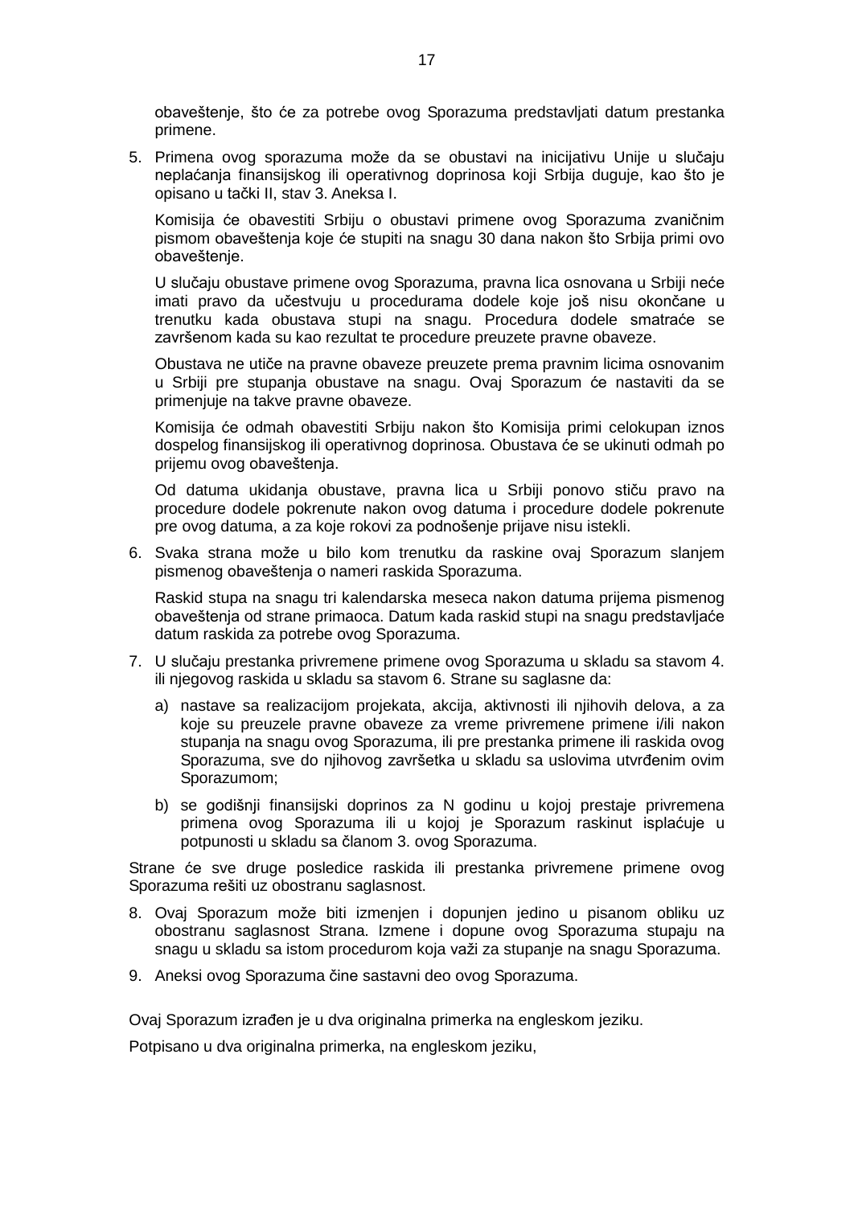obaveštenje, što će za potrebe ovog Sporazuma predstavljati datum prestanka primene.

5. Primena ovog sporazuma može da se obustavi na inicijativu Unije u slučaju neplaćanja finansijskog ili operativnog doprinosa koji Srbija duguje, kao što je opisano u tački II, stav 3. Aneksa I.

   Komisija će obavestiti Srbiju o obustavi primene ovog Sporazuma zvaničnim pismom obaveštenja koje će stupiti na snagu 30 dana nakon što Srbija primi ovo obaveštenje.

   U slučaju obustave primene ovog Sporazuma, pravna lica osnovana u Srbiji neće imati pravo da učestvuju u procedurama dodele koje još nisu okončane u trenutku kada obustava stupi na snagu. Procedura dodele smatraće se završenom kada su kao rezultat te procedure preuzete pravne obaveze.

   Obustava ne utiče na pravne obaveze preuzete prema pravnim licima osnovanim u Srbiji pre stupanja obustave na snagu. Ovaj Sporazum će nastaviti da se primenjuje na takve pravne obaveze.

   Komisija će odmah obavestiti Srbiju nakon što Komisija primi celokupan iznos dospelog finansijskog ili operativnog doprinosa. Obustava će se ukinuti odmah po prijemu ovog obaveštenja.

   Od datuma ukidanja obustave, pravna lica u Srbiji ponovo stiču pravo na procedure dodele pokrenute nakon ovog datuma i procedure dodele pokrenute pre ovog datuma, a za koje rokovi za podnošenje prijave nisu istekli.

6. Svaka strana može u bilo kom trenutku da raskine ovaj Sporazum slanjem pismenog obaveštenja o nameri raskida Sporazuma.

   Raskid stupa na snagu tri kalendarska meseca nakon datuma prijema pismenog obaveštenja od strane primaoca. Datum kada raskid stupi na snagu predstavljaće datum raskida za potrebe ovog Sporazuma.

7. U slučaju prestanka privremene primene ovog Sporazuma u skladu sa stavom 4. ili njegovog raskida u skladu sa stavom 6. Strane su saglasne da:

   a) nastave sa realizacijom projekata, akcija, aktivnosti ili njihovih delova, a za koje su preuzele pravne obaveze za vreme privremene primene i/ili nakon stupanja na snagu ovog Sporazuma, ili pre prestanka primene ili raskida ovog Sporazuma, sve do njihovog završetka u skladu sa uslovima utvrđenim ovim Sporazumom;

   b) se godišnji finansijski doprinos za N godinu u kojoj prestaje privremena primena ovog Sporazuma ili u kojoj je Sporazum raskinut isplaćuje u potpunosti u skladu sa članom 3. ovog Sporazuma.

Strane će sve druge posledice raskida ili prestanka privremene primene ovog Sporazuma rešiti uz obostranu saglasnost.

8. Ovaj Sporazum može biti izmenjen i dopunjen jedino u pisanom obliku uz obostranu saglasnost Strana. Izmene i dopune ovog Sporazuma stupaju na snagu u skladu sa istom procedurom koja važi za stupanje na snagu Sporazuma.

9. Aneksi ovog Sporazuma čine sastavni deo ovog Sporazuma.

Ovaj Sporazum izrađen je u dva originalna primerka na engleskom jeziku.

Potpisano u dva originalna primerka, na engleskom jeziku,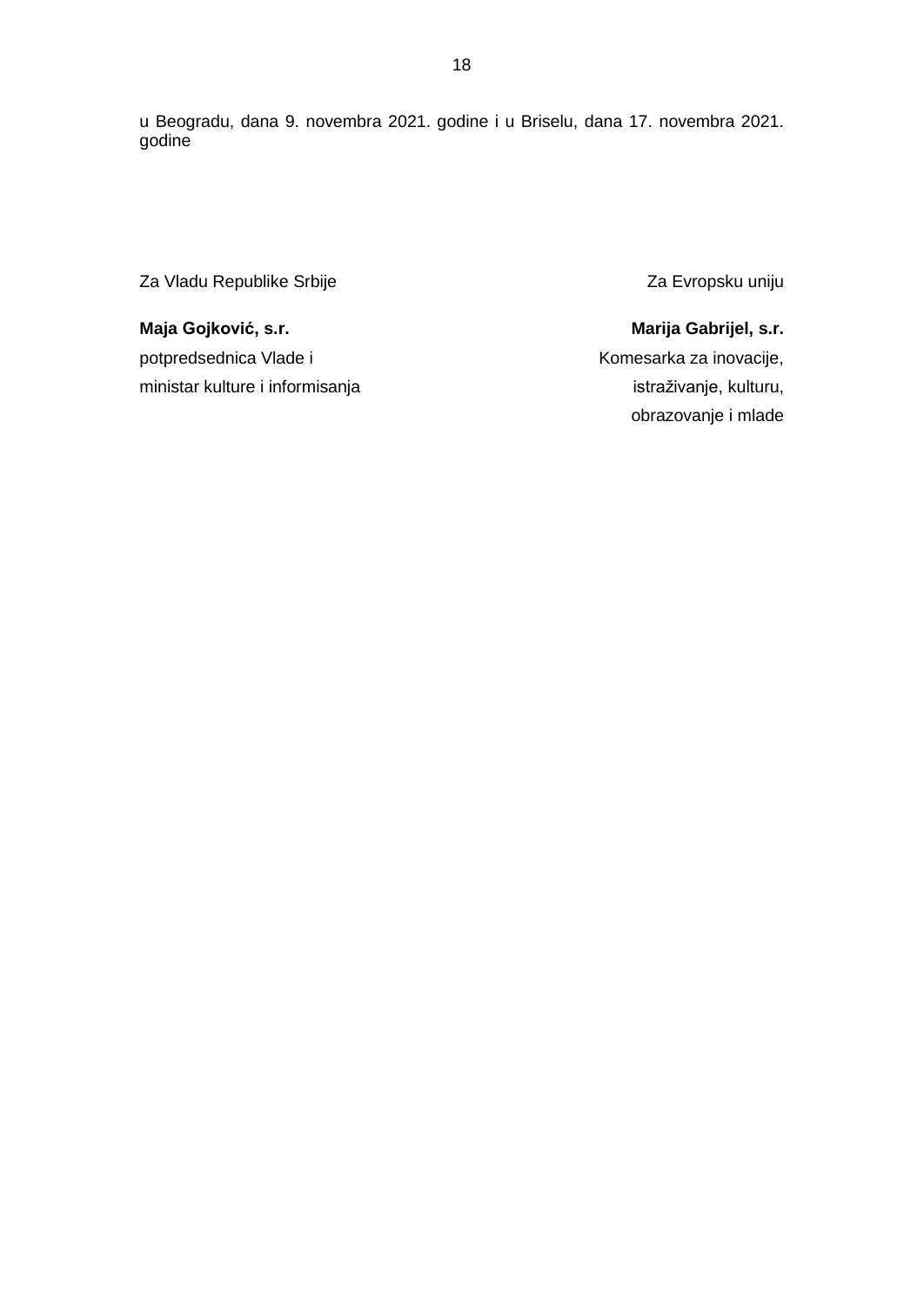u Beogradu, dana 9. novembra 2021. godine i u Briselu, dana 17. novembra 2021. godine

| Za Vladu Republike Srbije | Za Evropsku uniju |
|---|---|
| **Maja Gojković, s.r.** | **Marija Gabrijel, s.r.** |
| potpredsednica Vlade i ministar kulture i informisanja | Komesarka za inovacije, istraživanje, kulturu, obrazovanje i mlade |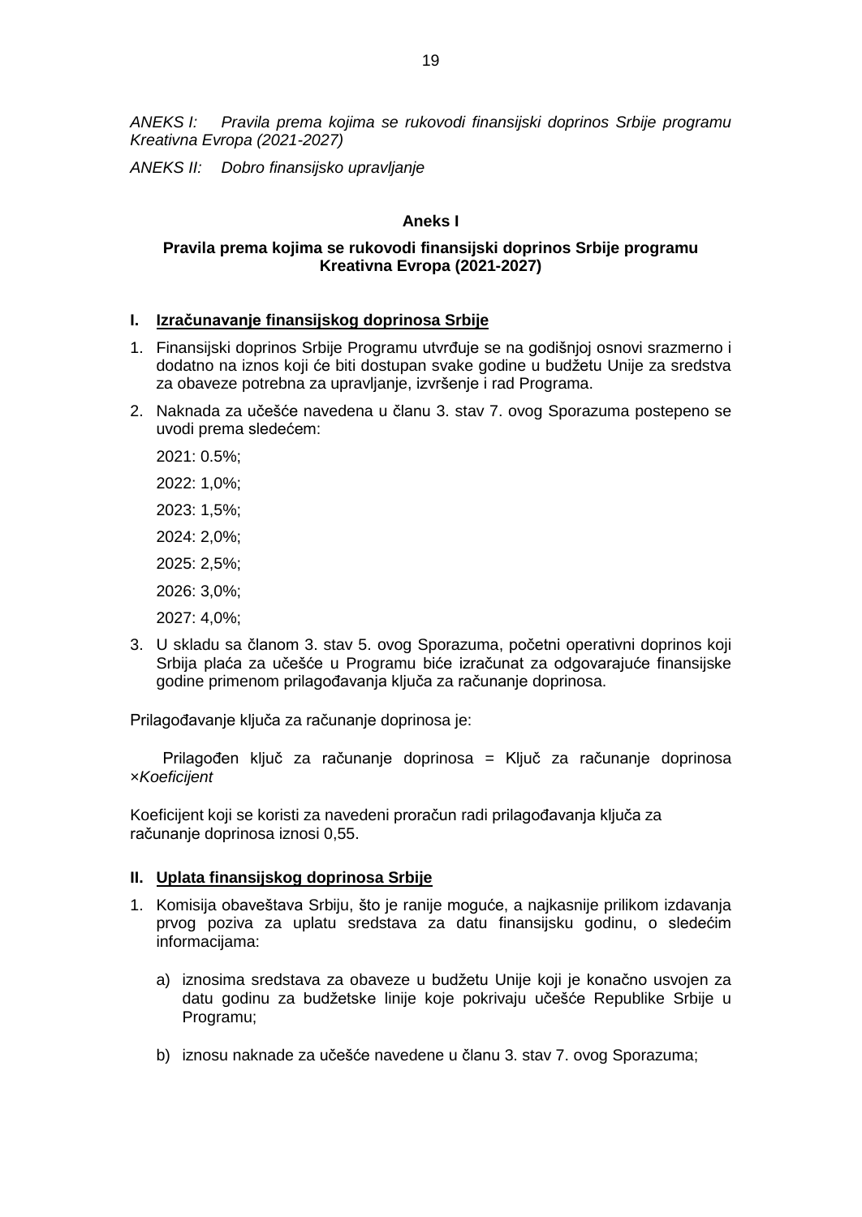*ANEKS I: Pravila prema kojima se rukovodi finansijski doprinos Srbije programu Kreativna Evropa (2021-2027)*

*ANEKS II: Dobro finansijsko upravljanje*

**Aneks I**

**Pravila prema kojima se rukovodi finansijski doprinos Srbije programu Kreativna Evropa (2021-2027)**

**I. Izračunavanje finansijskog doprinosa Srbije**

1. Finansijski doprinos Srbije Programu utvrđuje se na godišnjoj osnovi srazmerno i dodatno na iznos koji će biti dostupan svake godine u budžetu Unije za sredstva za obaveze potrebna za upravljanje, izvršenje i rad Programa.

2. Naknada za učešće navedena u članu 3. stav 7. ovog Sporazuma postepeno se uvodi prema sledećem:

   2021: 0.5%;

   2022: 1,0%;

   2023: 1,5%;

   2024: 2,0%;

   2025: 2,5%;

   2026: 3,0%;

   2027: 4,0%;

3. U skladu sa članom 3. stav 5. ovog Sporazuma, početni operativni doprinos koji Srbija plaća za učešće u Programu biće izračunat za odgovarajuće finansijske godine primenom prilagođavanja ključa za računanje doprinosa.

Prilagođavanje ključa za računanje doprinosa je:

Prilagođen ključ za računanje doprinosa = Ključ za računanje doprinosa ×*Koeficijent*

Koeficijent koji se koristi za navedeni proračun radi prilagođavanja ključa za računanje doprinosa iznosi 0,55.

**II. Uplata finansijskog doprinosa Srbije**

1. Komisija obaveštava Srbiju, što je ranije moguće, a najkasnije prilikom izdavanja prvog poziva za uplatu sredstava za datu finansijsku godinu, o sledećim informacijama:

   a) iznosima sredstava za obaveze u budžetu Unije koji je konačno usvojen za datu godinu za budžetske linije koje pokrivaju učešće Republike Srbije u Programu;

   b) iznosu naknade za učešće navedene u članu 3. stav 7. ovog Sporazuma;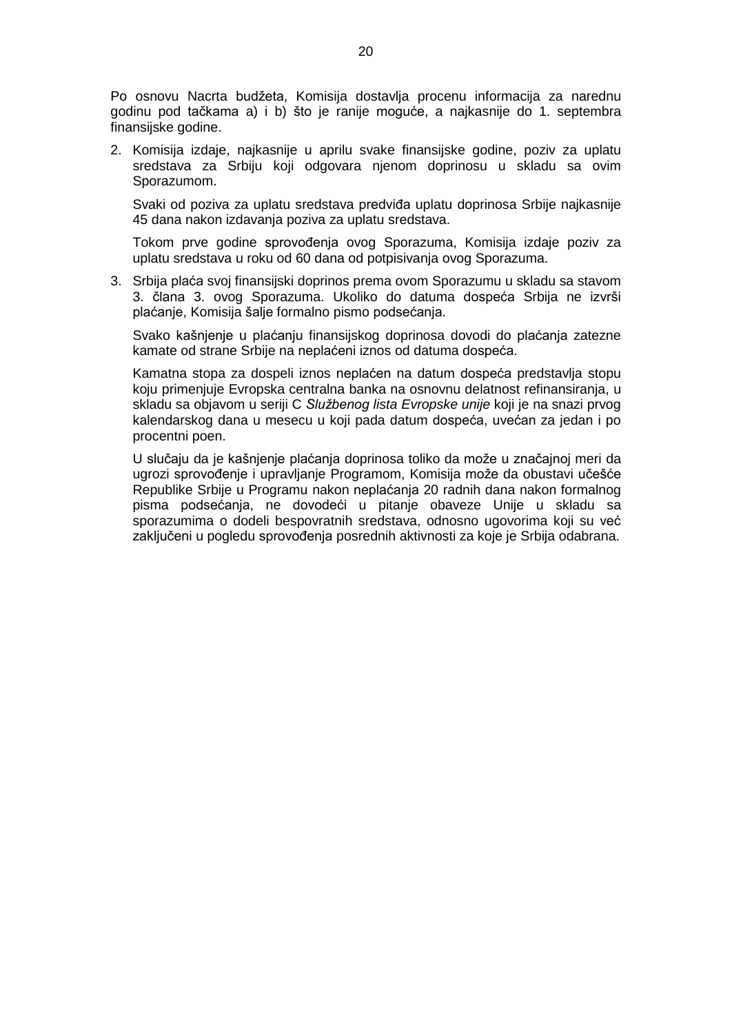Po osnovu Nacrta budžeta, Komisija dostavlja procenu informacija za narednu godinu pod tačkama a) i b) što je ranije moguće, a najkasnije do 1. septembra finansijske godine.

2. Komisija izdaje, najkasnije u aprilu svake finansijske godine, poziv za uplatu sredstava za Srbiju koji odgovara njenom doprinosu u skladu sa ovim Sporazumom.

   Svaki od poziva za uplatu sredstava predviđa uplatu doprinosa Srbije najkasnije 45 dana nakon izdavanja poziva za uplatu sredstava.

   Tokom prve godine sprovođenja ovog Sporazuma, Komisija izdaje poziv za uplatu sredstava u roku od 60 dana od potpisivanja ovog Sporazuma.

3. Srbija plaća svoj finansijski doprinos prema ovom Sporazumu u skladu sa stavom 3. člana 3. ovog Sporazuma. Ukoliko do datuma dospeća Srbija ne izvrši plaćanje, Komisija šalje formalno pismo podsećanja.

   Svako kašnjenje u plaćanju finansijskog doprinosa dovodi do plaćanja zatezne kamate od strane Srbije na neplaćeni iznos od datuma dospeća.

   Kamatna stopa za dospeli iznos neplaćen na datum dospeća predstavlja stopu koju primenjuje Evropska centralna banka na osnovnu delatnost refinansiranja, u skladu sa objavom u seriji C *Službenog lista Evropske unije* koji je na snazi prvog kalendarskog dana u mesecu u koji pada datum dospeća, uvećan za jedan i po procentni poen.

   U slučaju da je kašnjenje plaćanja doprinosa toliko da može u značajnoj meri da ugrozi sprovođenje i upravljanje Programom, Komisija može da obustavi učešće Republike Srbije u Programu nakon neplaćanja 20 radnih dana nakon formalnog pisma podsećanja, ne dovodeći u pitanje obaveze Unije u skladu sa sporazumima o dodeli bespovratnih sredstava, odnosno ugovorima koji su već zaključeni u pogledu sprovođenja posrednih aktivnosti za koje je Srbija odabrana.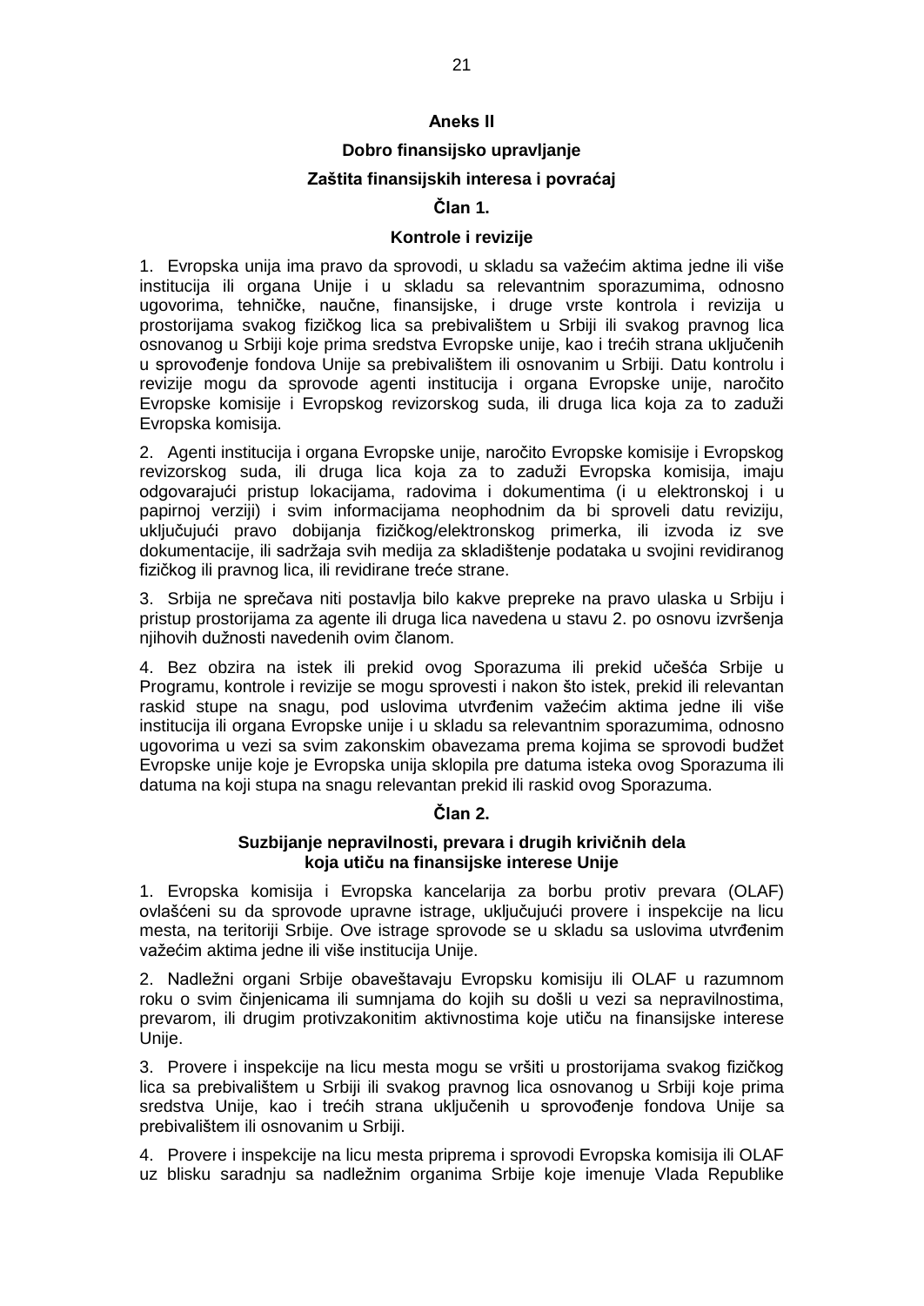## Aneks II

## Dobro finansijsko upravljanje

## Zaštita finansijskih interesa i povraćaj

### Član 1.

### Kontrole i revizije

1. Evropska unija ima pravo da sprovodi, u skladu sa važećim aktima jedne ili više institucija ili organa Unije i u skladu sa relevantnim sporazumima, odnosno ugovorima, tehničke, naučne, finansijske, i druge vrste kontrola i revizija u prostorijama svakog fizičkog lica sa prebivalištem u Srbiji ili svakog pravnog lica osnovanog u Srbiji koje prima sredstva Evropske unije, kao i trećih strana uključenih u sprovođenje fondova Unije sa prebivalištem ili osnovanim u Srbiji. Datu kontrolu i reviziju mogu da sprovode agenti institucija i organa Evropske unije, naročito Evropske komisije i Evropskog revizorskog suda, ili druga lica koja za to zaduži Evropska komisija.

2. Agenti institucija i organa Evropske unije, naročito Evropske komisije i Evropskog revizorskog suda, ili druga lica koja za to zaduži Evropska komisija, imaju odgovarajući pristup lokacijama, radovima i dokumentima (i u elektronskoj i u papirnoj verziji) i svim informacijama neophodnim da bi sproveli datu reviziju, uključujući pravo dobijanja fizičkog/elektronskog primerka, ili izvoda iz sve dokumentacije, ili sadržaja svih medija za skladištenje podataka u svojini revidiranog fizičkog ili pravnog lica, ili revidirane treće strane.

3. Srbija ne sprečava niti postavlja bilo kakve prepreke na pravo ulaska u Srbiju i pristup prostorijama za agente ili druga lica navedena u stavu 2. po osnovu izvršenja njihovih dužnosti navedenih ovim članom.

4. Bez obzira na istek ili prekid ovog Sporazuma ili prekid učešća Srbije u Programu, kontrole i revizije se mogu sprovesti i nakon što istek, prekid ili relevantan raskid stupe na snagu, pod uslovima utvrđenim važećim aktima jedne ili više institucija ili organa Evropske unije i u skladu sa relevantnim sporazumima, odnosno ugovorima u vezi sa svim zakonskim obavezama prema kojima se sprovodi budžet Evropske unije koje je Evropska unija sklopila pre datuma isteka ovog Sporazuma ili datuma na koji stupa na snagu relevantan prekid ili raskid ovog Sporazuma.

### Član 2.

### Suzbijanje nepravilnosti, prevara i drugih krivičnih dela koja utiču na finansijske interese Unije

1. Evropska komisija i Evropska kancelarija za borbu protiv prevara (OLAF) ovlašćeni su da sprovode upravne istrage, uključujući provere i inspekcije na licu mesta, na teritoriji Srbije. Ove istrage sprovode se u skladu sa uslovima utvrđenim važećim aktima jedne ili više institucija Unije.

2. Nadležni organi Srbije obaveštavaju Evropsku komisiju ili OLAF u razumnom roku o svim činjenicama ili sumnjama do kojih su došli u vezi sa nepravilnostima, prevarom, ili drugim protivzakonitim aktivnostima koje utiču na finansijske interese Unije.

3. Provere i inspekcije na licu mesta mogu se vršiti u prostorijama svakog fizičkog lica sa prebivalištem u Srbiji ili svakog pravnog lica osnovanog u Srbiji koje prima sredstva Unije, kao i trećih strana uključenih u sprovođenje fondova Unije sa prebivalištem ili osnovanim u Srbiji.

4. Provere i inspekcije na licu mesta priprema i sprovodi Evropska komisija ili OLAF uz blisku saradnju sa nadležnim organima Srbije koje imenuje Vlada Republike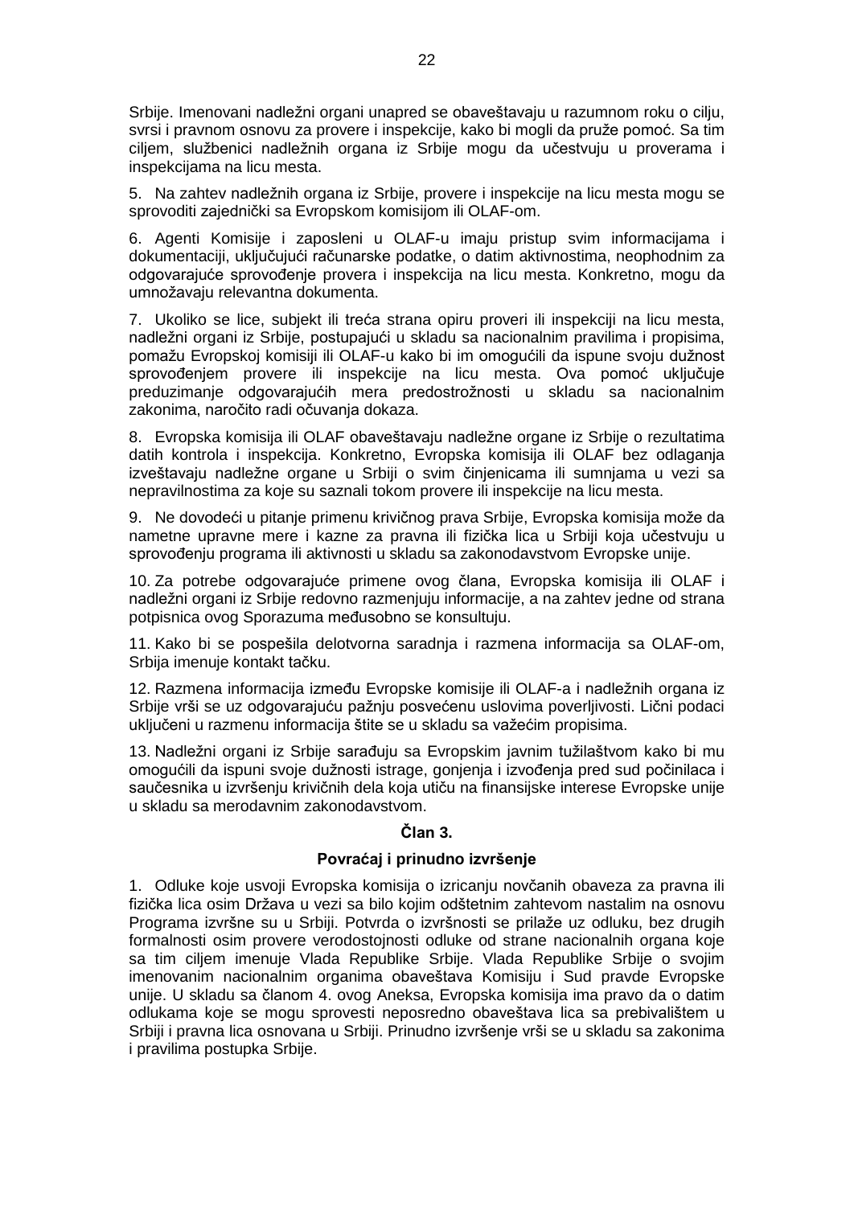Srbije. Imenovani nadležni organi unapred se obaveštavaju u razumnom roku o cilju, svrsi i pravnom osnovu za provere i inspekcije, kako bi mogli da pruže pomoć. Sa tim ciljem, službenici nadležnih organa iz Srbije mogu da učestvuju u proverama i inspekcijama na licu mesta.

5. Na zahtev nadležnih organa iz Srbije, provere i inspekcije na licu mesta mogu se sprovoditi zajednički sa Evropskom komisijom ili OLAF-om.

6. Agenti Komisije i zaposleni u OLAF-u imaju pristup svim informacijama i dokumentaciji, uključujući računarske podatke, o datim aktivnostima, neophodnim za odgovarajuće sprovođenje provera i inspekcija na licu mesta. Konkretno, mogu da umnožavaju relevantna dokumenta.

7. Ukoliko se lice, subjekt ili treća strana opiru proveri ili inspekciji na licu mesta, nadležni organi iz Srbije, postupajući u skladu sa nacionalnim pravilima i propisima, pomažu Evropskoj komisiji ili OLAF-u kako bi im omogućili da ispune svoju dužnost sprovođenjem provere ili inspekcije na licu mesta. Ova pomoć uključuje preduzimanje odgovarajućih mera predostrožnosti u skladu sa nacionalnim zakonima, naročito radi očuvanja dokaza.

8. Evropska komisija ili OLAF obaveštavaju nadležne organe iz Srbije o rezultatima datih kontrola i inspekcija. Konkretno, Evropska komisija ili OLAF bez odlaganja izveštavaju nadležne organe u Srbiji o svim činjenicama ili sumnjama u vezi sa nepravilnostima za koje su saznali tokom provere ili inspekcije na licu mesta.

9. Ne dovodeći u pitanje primenu krivičnog prava Srbije, Evropska komisija može da nametne upravne mere i kazne za pravna ili fizička lica u Srbiji koja učestvuju u sprovođenju programa ili aktivnosti u skladu sa zakonodavstvom Evropske unije.

10. Za potrebe odgovarajuće primene ovog člana, Evropska komisija ili OLAF i nadležni organi iz Srbije redovno razmenjuju informacije, a na zahtev jedne od strana potpisnica ovog Sporazuma međusobno se konsultuju.

11. Kako bi se pospešila delotvorna saradnja i razmena informacija sa OLAF-om, Srbija imenuje kontakt tačku.

12. Razmena informacija između Evropske komisije ili OLAF-a i nadležnih organa iz Srbije vrši se uz odgovarajuću pažnju posvećenu uslovima poverljivosti. Lični podaci uključeni u razmenu informacija štite se u skladu sa važećim propisima.

13. Nadležni organi iz Srbije sarađuju sa Evropskim javnim tužilaštvom kako bi mu omogućili da ispuni svoje dužnosti istrage, gonjenja i izvođenja pred sud počinilaca i saučesnika u izvršenju krivičnih dela koja utiču na finansijske interese Evropske unije u skladu sa merodavnim zakonodavstvom.

**Član 3.**

**Povraćaj i prinudno izvršenje**

1. Odluke koje usvoji Evropska komisija o izricanju novčanih obaveza za pravna ili fizička lica osim Država u vezi sa bilo kojim odštetnim zahtevom nastalim na osnovu Programa izvršne su u Srbiji. Potvrda o izvršnosti se prilaže uz odluku, bez drugih formalnosti osim provere verodostojnosti odluke od strane nacionalnih organa koje sa tim ciljem imenuje Vlada Republike Srbije. Vlada Republike Srbije o svojim imenovanim nacionalnim organima obaveštava Komisiju i Sud pravde Evropske unije. U skladu sa članom 4. ovog Aneksa, Evropska komisija ima pravo da o datim odlukama koje se mogu sprovesti neposredno obaveštava lica sa prebivalištem u Srbiji i pravna lica osnovana u Srbiji. Prinudno izvršenje vrši se u skladu sa zakonima i pravilima postupka Srbije.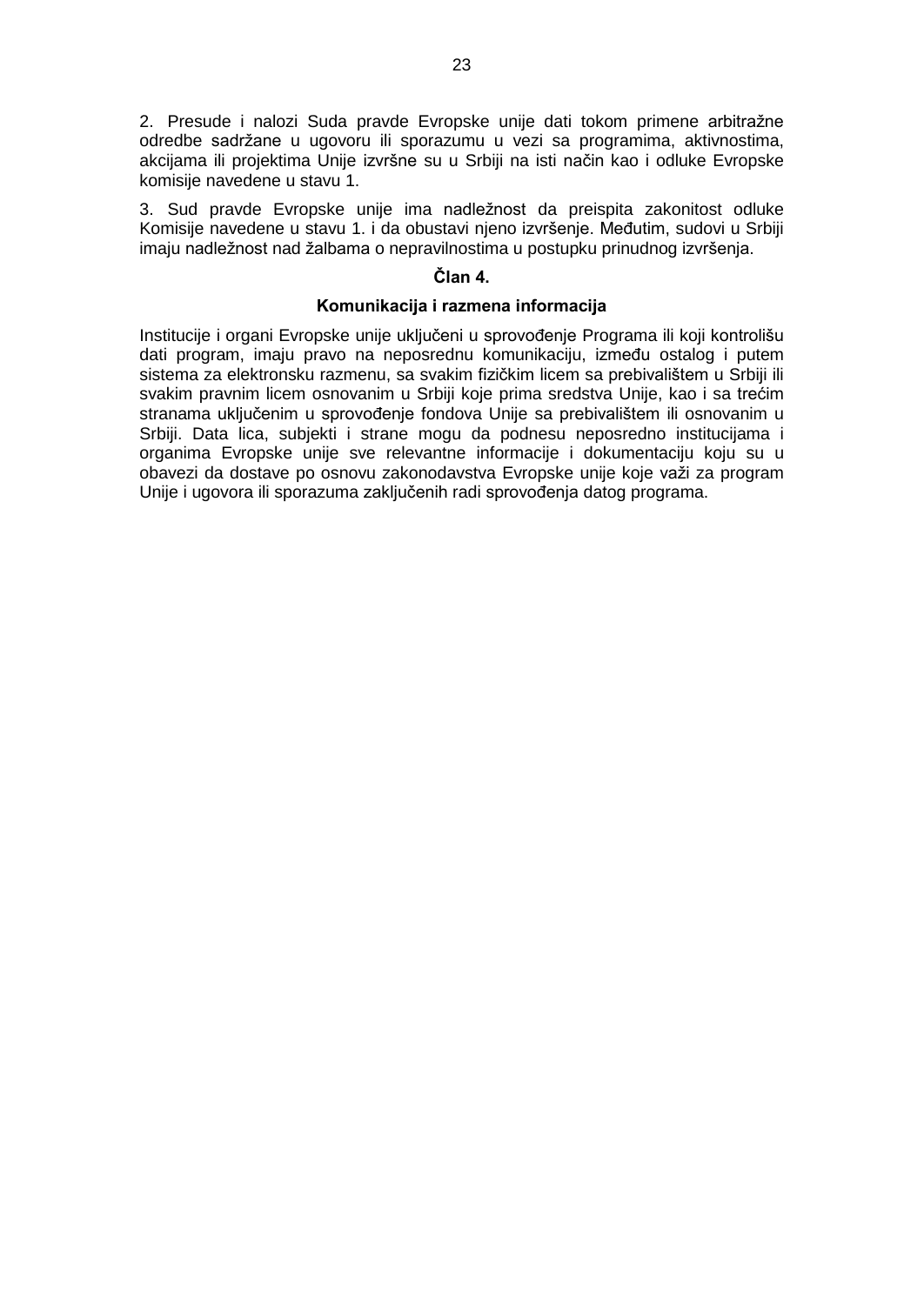2. Presude i nalozi Suda pravde Evropske unije dati tokom primene arbitražne odredbe sadržane u ugovoru ili sporazumu u vezi sa programima, aktivnostima, akcijama ili projektima Unije izvršne su u Srbiji na isti način kao i odluke Evropske komisije navedene u stavu 1.

3. Sud pravde Evropske unije ima nadležnost da preispita zakonitost odluke Komisije navedene u stavu 1. i da obustavi njeno izvršenje. Međutim, sudovi u Srbiji imaju nadležnost nad žalbama o nepravilnostima u postupku prinudnog izvršenja.

### Član 4.

### Komunikacija i razmena informacija

Institucije i organi Evropske unije uključeni u sprovođenje Programa ili koji kontrolišu dati program, imaju pravo na neposrednu komunikaciju, između ostalog i putem sistema za elektronsku razmenu, sa svakim fizičkim licem sa prebivalištem u Srbiji ili svakim pravnim licem osnovanim u Srbiji koje prima sredstva Unije, kao i sa trećim stranama uključenim u sprovođenje fondova Unije sa prebivalištem ili osnovanim u Srbiji. Data lica, subjekti i strane mogu da podnesu neposredno institucijama i organima Evropske unije sve relevantne informacije i dokumentaciju koju su u obavezi da dostave po osnovu zakonodavstva Evropske unije koje važi za program Unije i ugovora ili sporazuma zaključenih radi sprovođenja datog programa.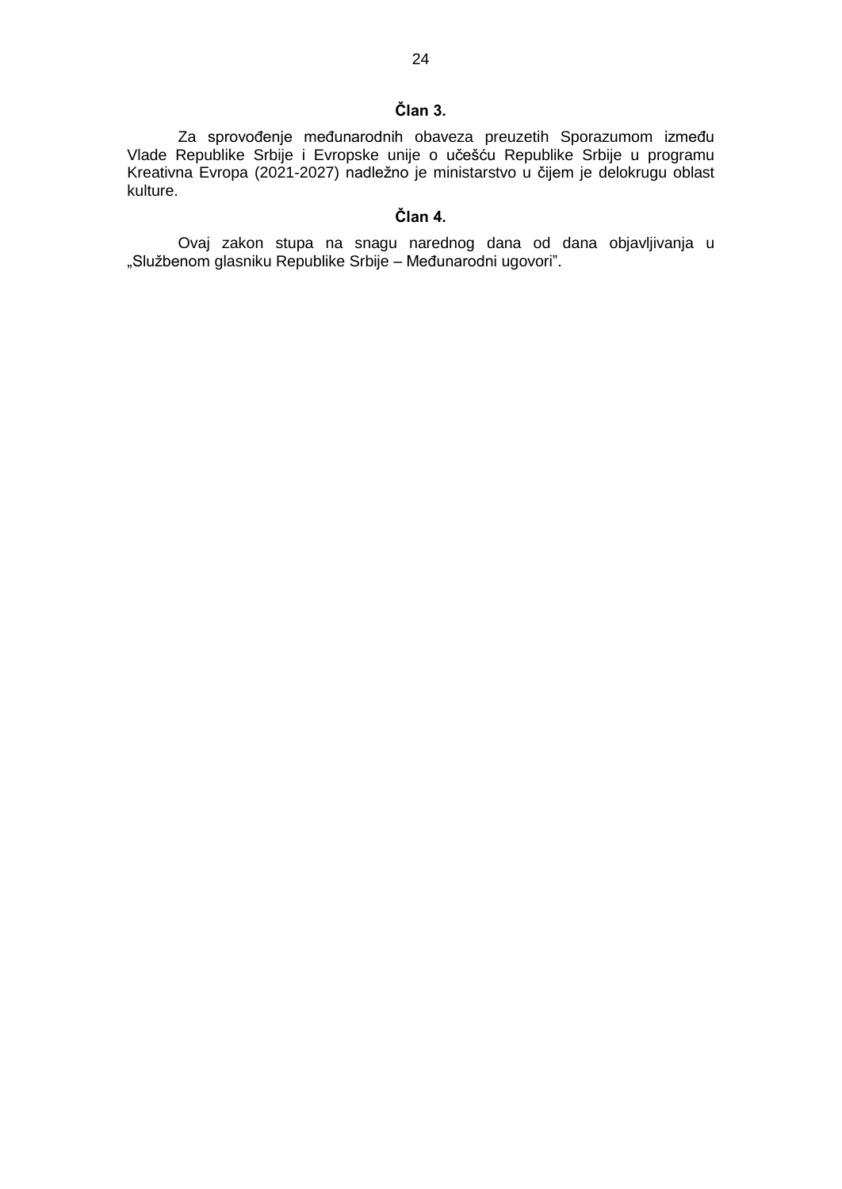**Član 3.**

Za sprovođenje međunarodnih obaveza preuzetih Sporazumom između Vlade Republike Srbije i Evropske unije o učešću Republike Srbije u programu Kreativna Evropa (2021-2027) nadležno je ministarstvo u čijem je delokrugu oblast kulture.

**Član 4.**

Ovaj zakon stupa na snagu narednog dana od dana objavljivanja u „Službenom glasniku Republike Srbije – Međunarodni ugovori”.